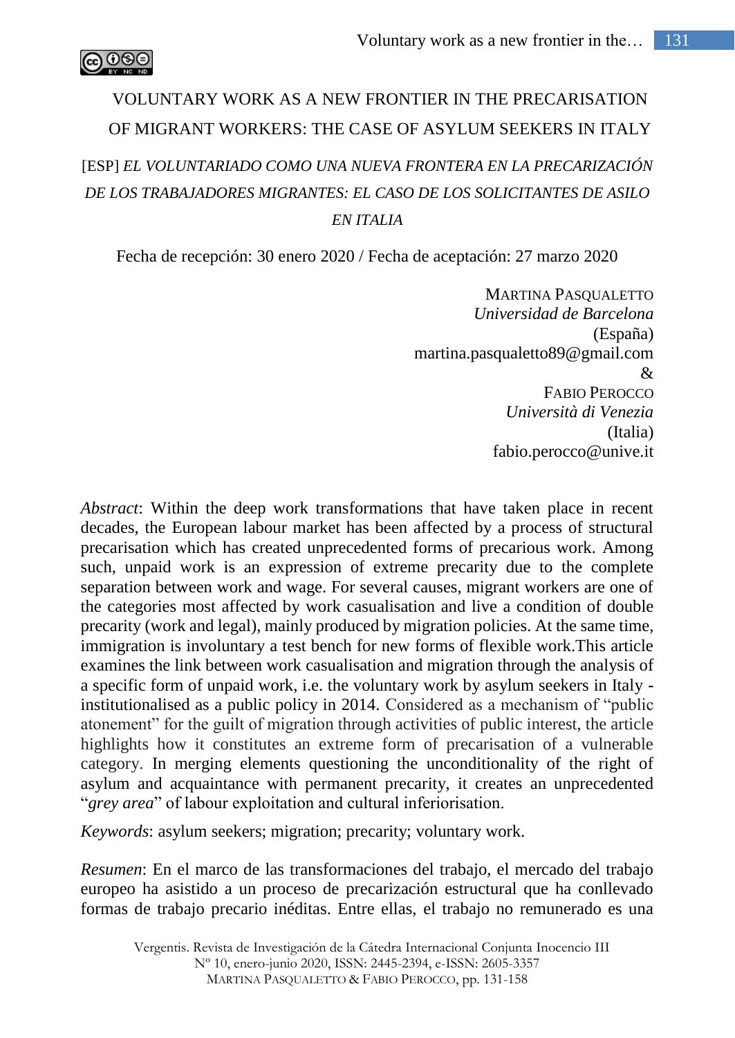# VOLUNTARY WORK AS A NEW FRONTIER IN THE PRECARISATION OF MIGRANT WORKERS: THE CASE OF ASYLUM SEEKERS IN ITALY

[ESP] *EL VOLUNTARIADO COMO UNA NUEVA FRONTERA EN LA PRECARIZACIÓN DE LOS TRABAJADORES MIGRANTES: EL CASO DE LOS SOLICITANTES DE ASILO EN ITALIA*

Fecha de recepción: 30 enero 2020 / Fecha de aceptación: 27 marzo 2020

MARTINA PASQUALETTO
*Universidad de Barcelona*
(España)
martina.pasqualetto89@gmail.com
&
FABIO PEROCCO
*Università di Venezia*
(Italia)
fabio.perocco@unive.it

*Abstract*: Within the deep work transformations that have taken place in recent decades, the European labour market has been affected by a process of structural precarisation which has created unprecedented forms of precarious work. Among such, unpaid work is an expression of extreme precarity due to the complete separation between work and wage. For several causes, migrant workers are one of the categories most affected by work casualisation and live a condition of double precarity (work and legal), mainly produced by migration policies. At the same time, immigration is involuntary a test bench for new forms of flexible work.This article examines the link between work casualisation and migration through the analysis of a specific form of unpaid work, i.e. the voluntary work by asylum seekers in Italy - institutionalised as a public policy in 2014. Considered as a mechanism of "public atonement" for the guilt of migration through activities of public interest, the article highlights how it constitutes an extreme form of precarisation of a vulnerable category. In merging elements questioning the unconditionality of the right of asylum and acquaintance with permanent precarity, it creates an unprecedented "*grey area*" of labour exploitation and cultural inferiorisation.

*Keywords*: asylum seekers; migration; precarity; voluntary work.

*Resumen*: En el marco de las transformaciones del trabajo, el mercado del trabajo europeo ha asistido a un proceso de precarización estructural que ha conllevado formas de trabajo precario inéditas. Entre ellas, el trabajo no remunerado es una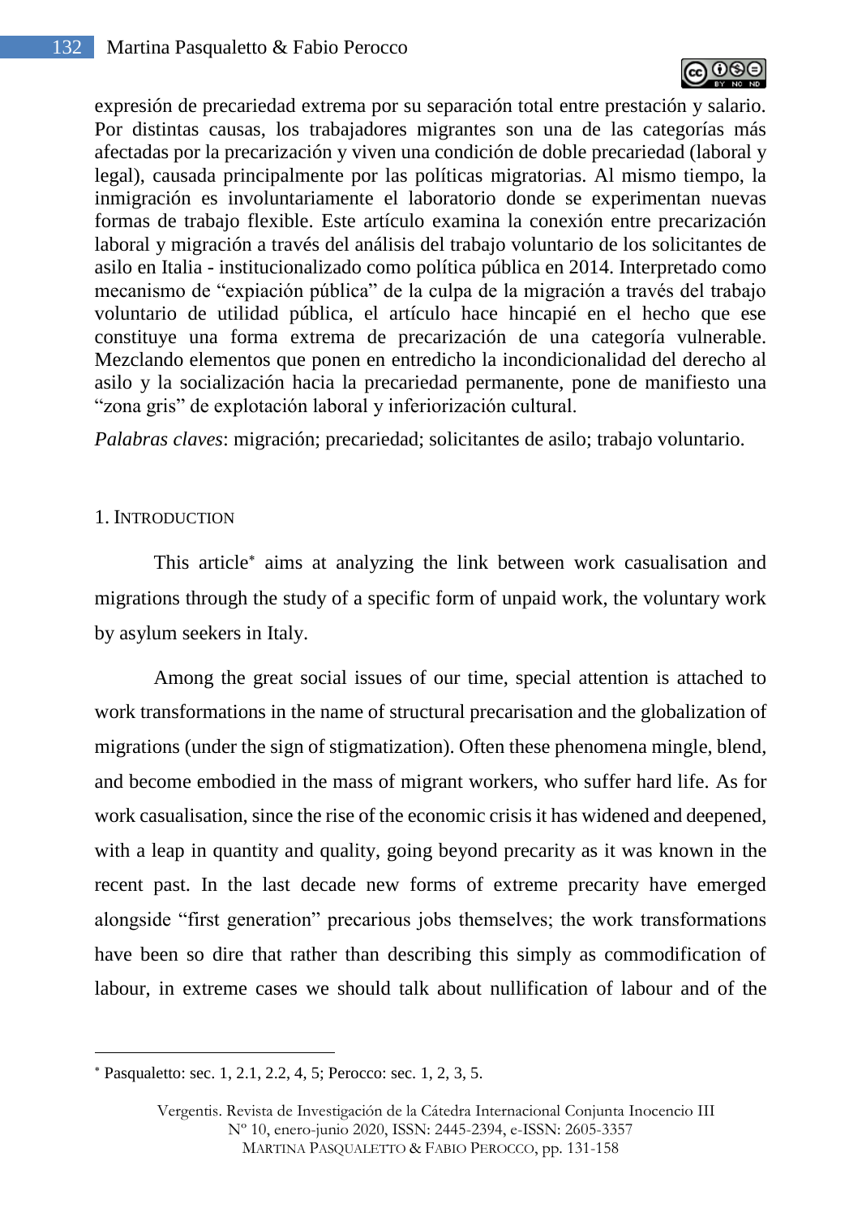expresión de precariedad extrema por su separación total entre prestación y salario. Por distintas causas, los trabajadores migrantes son una de las categorías más afectadas por la precarización y viven una condición de doble precariedad (laboral y legal), causada principalmente por las políticas migratorias. Al mismo tiempo, la inmigración es involuntariamente el laboratorio donde se experimentan nuevas formas de trabajo flexible. Este artículo examina la conexión entre precarización laboral y migración a través del análisis del trabajo voluntario de los solicitantes de asilo en Italia - institucionalizado como política pública en 2014. Interpretado como mecanismo de "expiación pública" de la culpa de la migración a través del trabajo voluntario de utilidad pública, el artículo hace hincapié en el hecho que ese constituye una forma extrema de precarización de una categoría vulnerable. Mezclando elementos que ponen en entredicho la incondicionalidad del derecho al asilo y la socialización hacia la precariedad permanente, pone de manifiesto una "zona gris" de explotación laboral y inferiorización cultural.

*Palabras claves*: migración; precariedad; solicitantes de asilo; trabajo voluntario.

## 1. Introduction

This article[*] aims at analyzing the link between work casualisation and migrations through the study of a specific form of unpaid work, the voluntary work by asylum seekers in Italy.

Among the great social issues of our time, special attention is attached to work transformations in the name of structural precarisation and the globalization of migrations (under the sign of stigmatization). Often these phenomena mingle, blend, and become embodied in the mass of migrant workers, who suffer hard life. As for work casualisation, since the rise of the economic crisis it has widened and deepened, with a leap in quantity and quality, going beyond precarity as it was known in the recent past. In the last decade new forms of extreme precarity have emerged alongside "first generation" precarious jobs themselves; the work transformations have been so dire that rather than describing this simply as commodification of labour, in extreme cases we should talk about nullification of labour and of the

[*] Pasqualetto: sec. 1, 2.1, 2.2, 4, 5; Perocco: sec. 1, 2, 3, 5.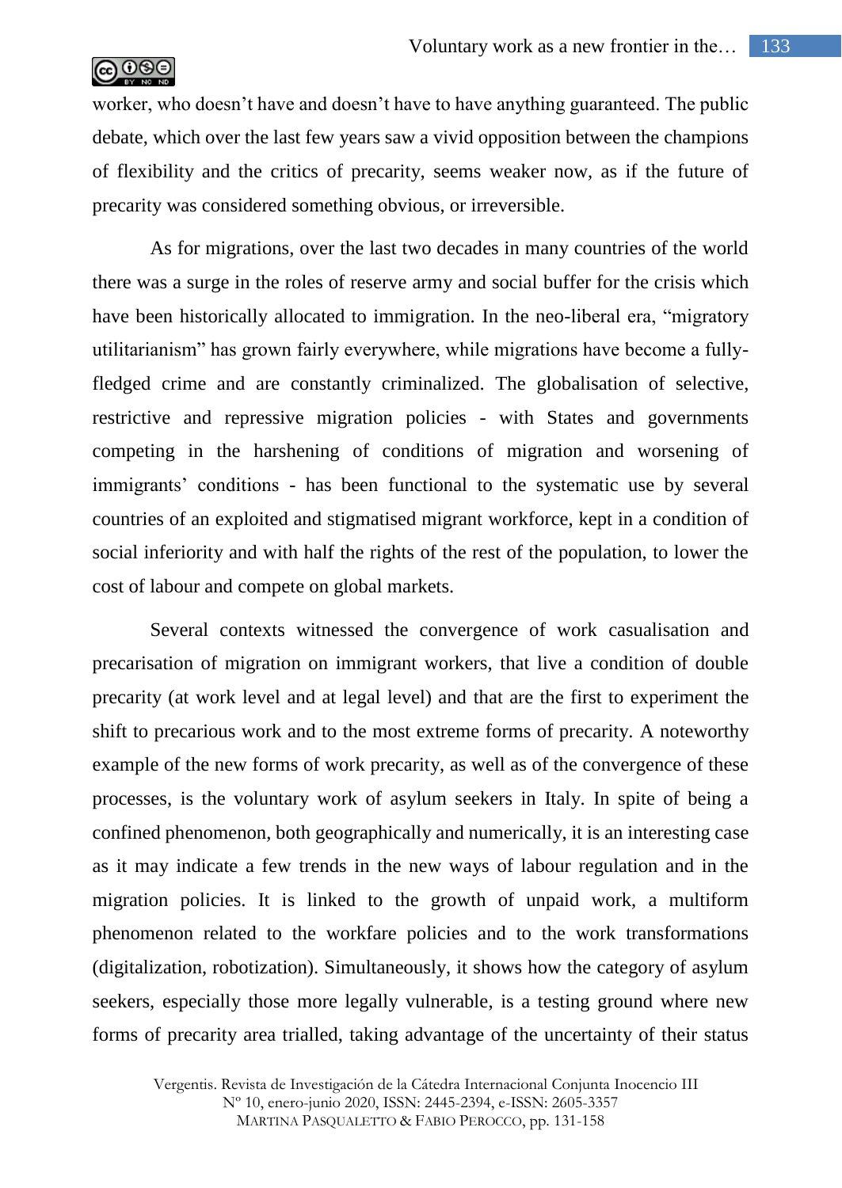worker, who doesn't have and doesn't have to have anything guaranteed. The public debate, which over the last few years saw a vivid opposition between the champions of flexibility and the critics of precarity, seems weaker now, as if the future of precarity was considered something obvious, or irreversible.

As for migrations, over the last two decades in many countries of the world there was a surge in the roles of reserve army and social buffer for the crisis which have been historically allocated to immigration. In the neo-liberal era, "migratory utilitarianism" has grown fairly everywhere, while migrations have become a fully-fledged crime and are constantly criminalized. The globalisation of selective, restrictive and repressive migration policies - with States and governments competing in the harshening of conditions of migration and worsening of immigrants' conditions - has been functional to the systematic use by several countries of an exploited and stigmatised migrant workforce, kept in a condition of social inferiority and with half the rights of the rest of the population, to lower the cost of labour and compete on global markets.

Several contexts witnessed the convergence of work casualisation and precarisation of migration on immigrant workers, that live a condition of double precarity (at work level and at legal level) and that are the first to experiment the shift to precarious work and to the most extreme forms of precarity. A noteworthy example of the new forms of work precarity, as well as of the convergence of these processes, is the voluntary work of asylum seekers in Italy. In spite of being a confined phenomenon, both geographically and numerically, it is an interesting case as it may indicate a few trends in the new ways of labour regulation and in the migration policies. It is linked to the growth of unpaid work, a multiform phenomenon related to the workfare policies and to the work transformations (digitalization, robotization). Simultaneously, it shows how the category of asylum seekers, especially those more legally vulnerable, is a testing ground where new forms of precarity area trialled, taking advantage of the uncertainty of their status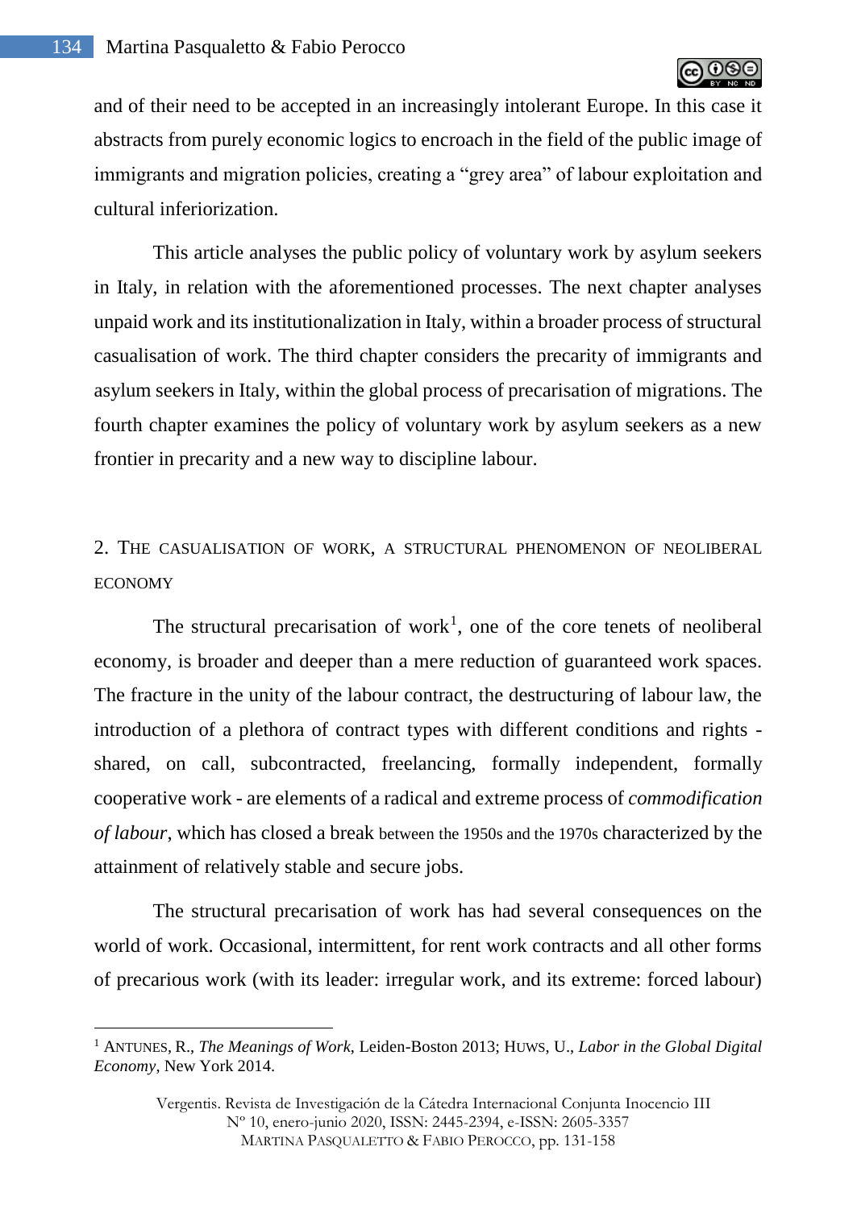and of their need to be accepted in an increasingly intolerant Europe. In this case it abstracts from purely economic logics to encroach in the field of the public image of immigrants and migration policies, creating a "grey area" of labour exploitation and cultural inferiorization.

This article analyses the public policy of voluntary work by asylum seekers in Italy, in relation with the aforementioned processes. The next chapter analyses unpaid work and its institutionalization in Italy, within a broader process of structural casualisation of work. The third chapter considers the precarity of immigrants and asylum seekers in Italy, within the global process of precarisation of migrations. The fourth chapter examines the policy of voluntary work by asylum seekers as a new frontier in precarity and a new way to discipline labour.

## 2. The casualisation of work, a structural phenomenon of neoliberal economy

The structural precarisation of work[1], one of the core tenets of neoliberal economy, is broader and deeper than a mere reduction of guaranteed work spaces. The fracture in the unity of the labour contract, the destructuring of labour law, the introduction of a plethora of contract types with different conditions and rights - shared, on call, subcontracted, freelancing, formally independent, formally cooperative work - are elements of a radical and extreme process of *commodification of labour*, which has closed a break between the 1950s and the 1970s characterized by the attainment of relatively stable and secure jobs.

The structural precarisation of work has had several consequences on the world of work. Occasional, intermittent, for rent work contracts and all other forms of precarious work (with its leader: irregular work, and its extreme: forced labour)

---

[1] Antunes, R., *The Meanings of Work*, Leiden-Boston 2013; Huws, U., *Labor in the Global Digital Economy*, New York 2014.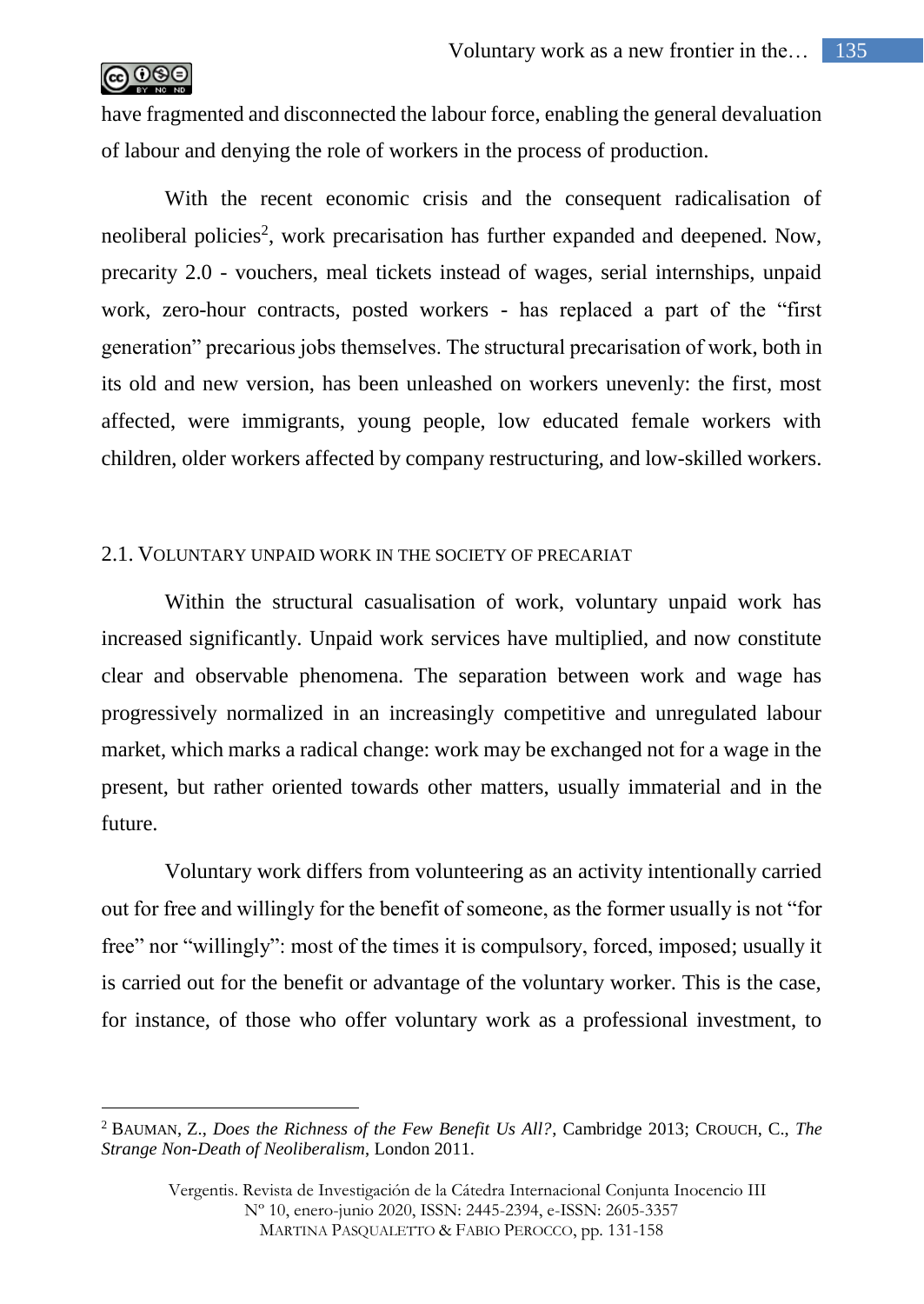have fragmented and disconnected the labour force, enabling the general devaluation of labour and denying the role of workers in the process of production.

With the recent economic crisis and the consequent radicalisation of neoliberal policies[2], work precarisation has further expanded and deepened. Now, precarity 2.0 - vouchers, meal tickets instead of wages, serial internships, unpaid work, zero-hour contracts, posted workers - has replaced a part of the "first generation" precarious jobs themselves. The structural precarisation of work, both in its old and new version, has been unleashed on workers unevenly: the first, most affected, were immigrants, young people, low educated female workers with children, older workers affected by company restructuring, and low-skilled workers.

### 2.1. Voluntary unpaid work in the society of precariat

Within the structural casualisation of work, voluntary unpaid work has increased significantly. Unpaid work services have multiplied, and now constitute clear and observable phenomena. The separation between work and wage has progressively normalized in an increasingly competitive and unregulated labour market, which marks a radical change: work may be exchanged not for a wage in the present, but rather oriented towards other matters, usually immaterial and in the future.

Voluntary work differs from volunteering as an activity intentionally carried out for free and willingly for the benefit of someone, as the former usually is not "for free" nor "willingly": most of the times it is compulsory, forced, imposed; usually it is carried out for the benefit or advantage of the voluntary worker. This is the case, for instance, of those who offer voluntary work as a professional investment, to

---

[2] Bauman, Z., *Does the Richness of the Few Benefit Us All?*, Cambridge 2013; Crouch, C., *The Strange Non-Death of Neoliberalism*, London 2011.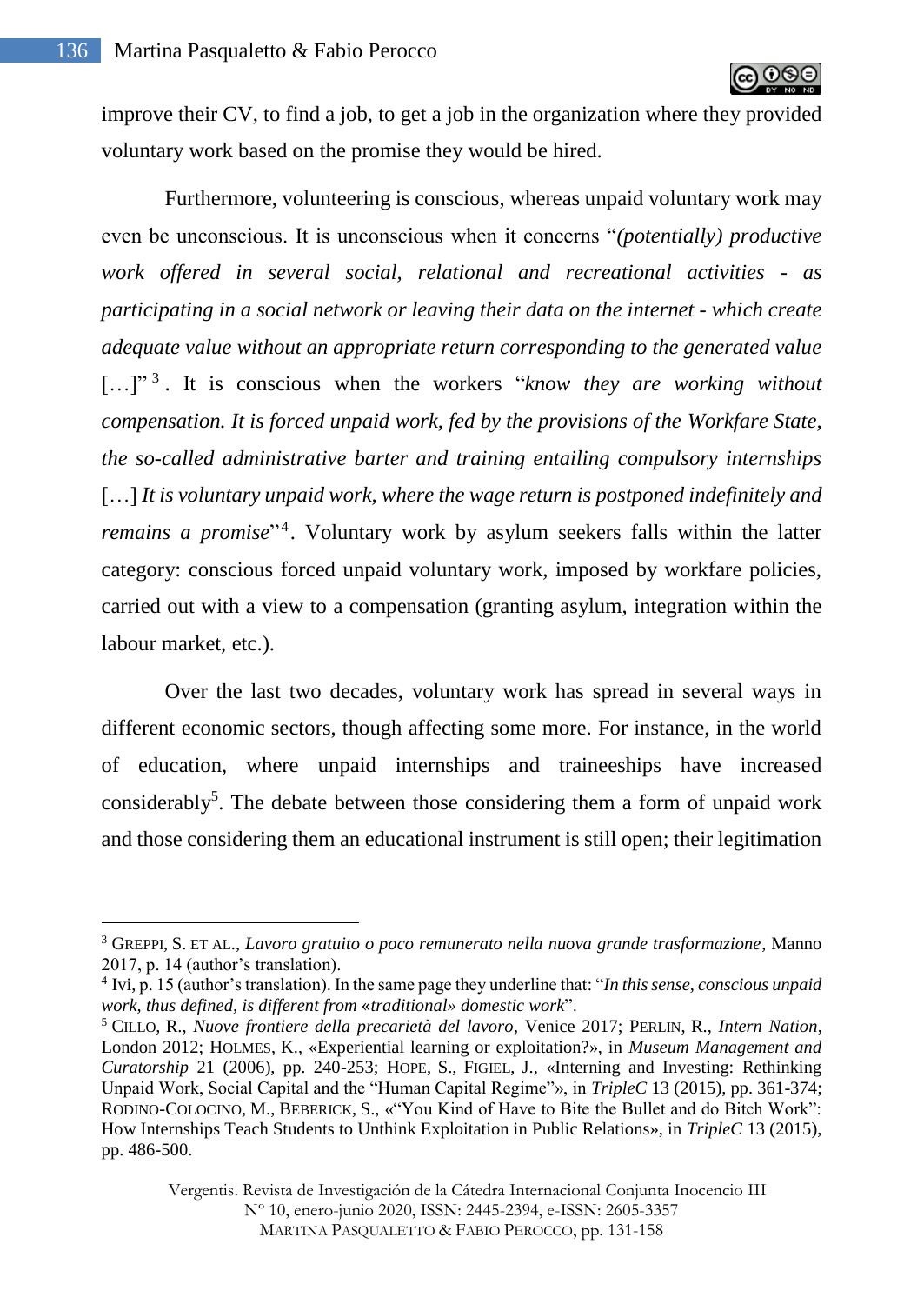improve their CV, to find a job, to get a job in the organization where they provided voluntary work based on the promise they would be hired.

Furthermore, volunteering is conscious, whereas unpaid voluntary work may even be unconscious. It is unconscious when it concerns "*(potentially) productive work offered in several social, relational and recreational activities - as participating in a social network or leaving their data on the internet - which create adequate value without an appropriate return corresponding to the generated value* […]"[3]. It is conscious when the workers "*know they are working without compensation. It is forced unpaid work, fed by the provisions of the Workfare State, the so-called administrative barter and training entailing compulsory internships* […] *It is voluntary unpaid work, where the wage return is postponed indefinitely and remains a promise*"[4]. Voluntary work by asylum seekers falls within the latter category: conscious forced unpaid voluntary work, imposed by workfare policies, carried out with a view to a compensation (granting asylum, integration within the labour market, etc.).

Over the last two decades, voluntary work has spread in several ways in different economic sectors, though affecting some more. For instance, in the world of education, where unpaid internships and traineeships have increased considerably[5]. The debate between those considering them a form of unpaid work and those considering them an educational instrument is still open; their legitimation

---

[3] GREPPI, S. ET AL., *Lavoro gratuito o poco remunerato nella nuova grande trasformazione*, Manno 2017, p. 14 (author's translation).

[4] Ivi, p. 15 (author's translation). In the same page they underline that: "*In this sense, conscious unpaid work, thus defined, is different from «traditional» domestic work*".

[5] CILLO, R., *Nuove frontiere della precarietà del lavoro*, Venice 2017; PERLIN, R., *Intern Nation*, London 2012; HOLMES, K., «Experiential learning or exploitation?», in *Museum Management and Curatorship* 21 (2006), pp. 240-253; HOPE, S., FIGIEL, J., «Interning and Investing: Rethinking Unpaid Work, Social Capital and the "Human Capital Regime"», in *TripleC* 13 (2015), pp. 361-374; RODINO-COLOCINO, M., BEBERICK, S., «"You Kind of Have to Bite the Bullet and do Bitch Work": How Internships Teach Students to Unthink Exploitation in Public Relations», in *TripleC* 13 (2015), pp. 486-500.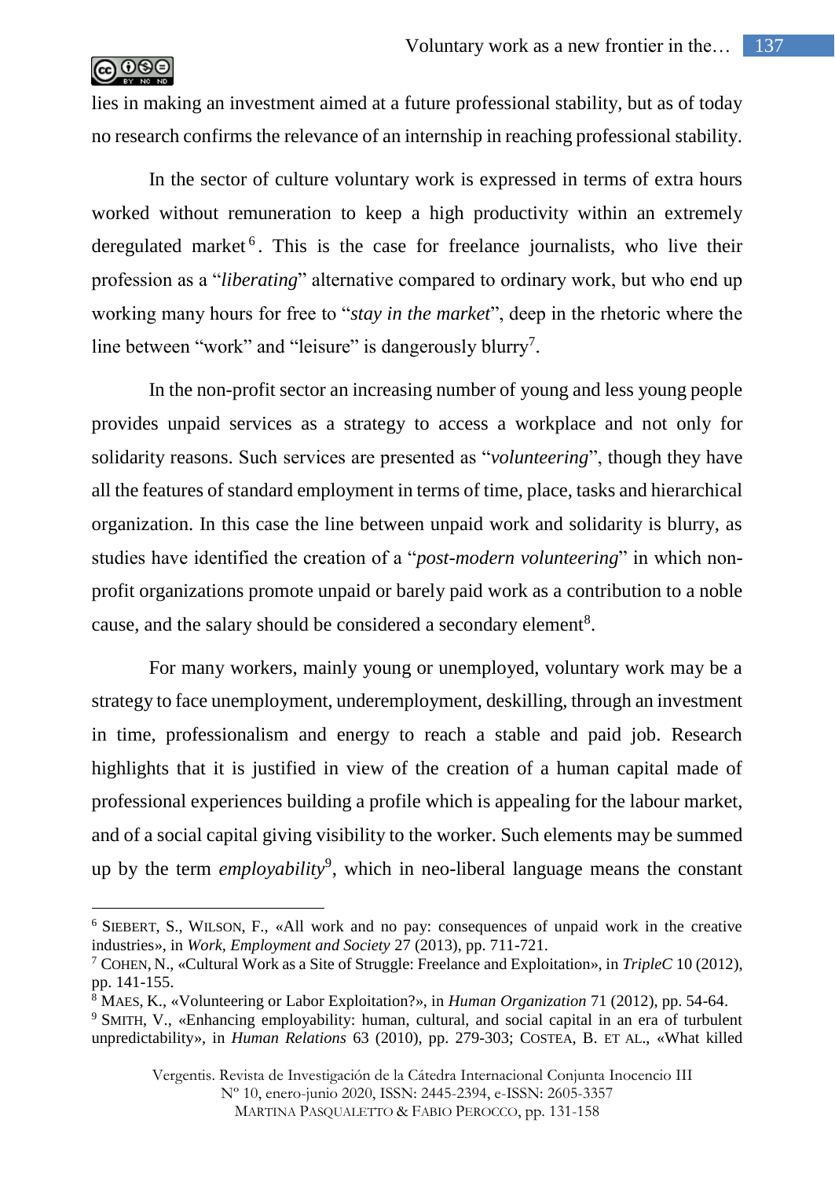lies in making an investment aimed at a future professional stability, but as of today no research confirms the relevance of an internship in reaching professional stability.

In the sector of culture voluntary work is expressed in terms of extra hours worked without remuneration to keep a high productivity within an extremely deregulated market[6]. This is the case for freelance journalists, who live their profession as a "*liberating*" alternative compared to ordinary work, but who end up working many hours for free to "*stay in the market*", deep in the rhetoric where the line between "work" and "leisure" is dangerously blurry[7].

In the non-profit sector an increasing number of young and less young people provides unpaid services as a strategy to access a workplace and not only for solidarity reasons. Such services are presented as "*volunteering*", though they have all the features of standard employment in terms of time, place, tasks and hierarchical organization. In this case the line between unpaid work and solidarity is blurry, as studies have identified the creation of a "*post-modern volunteering*" in which non-profit organizations promote unpaid or barely paid work as a contribution to a noble cause, and the salary should be considered a secondary element[8].

For many workers, mainly young or unemployed, voluntary work may be a strategy to face unemployment, underemployment, deskilling, through an investment in time, professionalism and energy to reach a stable and paid job. Research highlights that it is justified in view of the creation of a human capital made of professional experiences building a profile which is appealing for the labour market, and of a social capital giving visibility to the worker. Such elements may be summed up by the term *employability*[9], which in neo-liberal language means the constant

---

[6] SIEBERT, S., WILSON, F., «All work and no pay: consequences of unpaid work in the creative industries», in *Work, Employment and Society* 27 (2013), pp. 711-721.

[7] COHEN, N., «Cultural Work as a Site of Struggle: Freelance and Exploitation», in *TripleC* 10 (2012), pp. 141-155.

[8] MAES, K., «Volunteering or Labor Exploitation?», in *Human Organization* 71 (2012), pp. 54-64.

[9] SMITH, V., «Enhancing employability: human, cultural, and social capital in an era of turbulent unpredictability», in *Human Relations* 63 (2010), pp. 279-303; COSTEA, B. ET AL., «What killed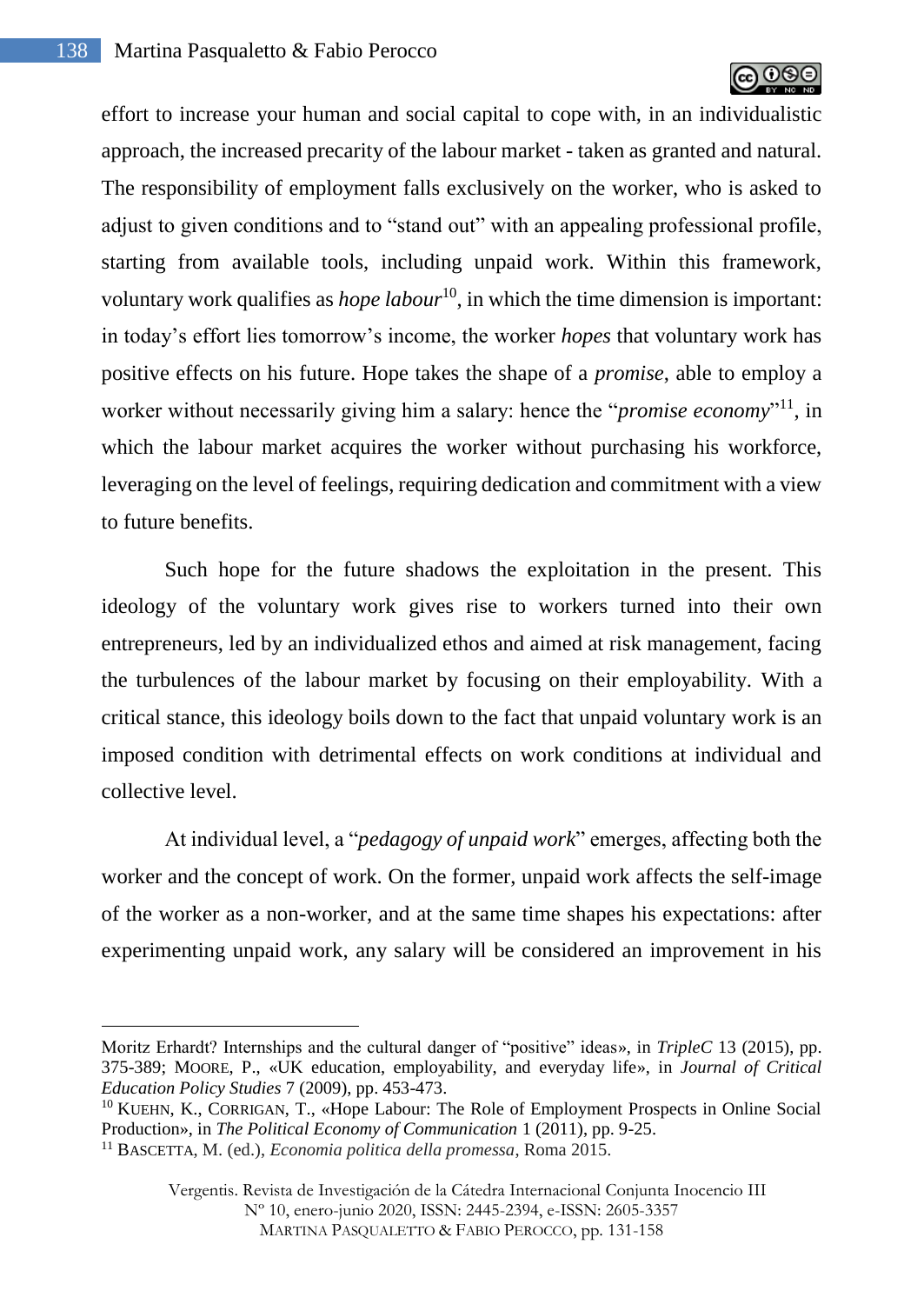effort to increase your human and social capital to cope with, in an individualistic approach, the increased precarity of the labour market - taken as granted and natural. The responsibility of employment falls exclusively on the worker, who is asked to adjust to given conditions and to "stand out" with an appealing professional profile, starting from available tools, including unpaid work. Within this framework, voluntary work qualifies as *hope labour*[10], in which the time dimension is important: in today's effort lies tomorrow's income, the worker *hopes* that voluntary work has positive effects on his future. Hope takes the shape of a *promise*, able to employ a worker without necessarily giving him a salary: hence the "*promise economy*"[11], in which the labour market acquires the worker without purchasing his workforce, leveraging on the level of feelings, requiring dedication and commitment with a view to future benefits.

Such hope for the future shadows the exploitation in the present. This ideology of the voluntary work gives rise to workers turned into their own entrepreneurs, led by an individualized ethos and aimed at risk management, facing the turbulences of the labour market by focusing on their employability. With a critical stance, this ideology boils down to the fact that unpaid voluntary work is an imposed condition with detrimental effects on work conditions at individual and collective level.

At individual level, a "*pedagogy of unpaid work*" emerges, affecting both the worker and the concept of work. On the former, unpaid work affects the self-image of the worker as a non-worker, and at the same time shapes his expectations: after experimenting unpaid work, any salary will be considered an improvement in his

---

Moritz Erhardt? Internships and the cultural danger of "positive" ideas», in *TripleC* 13 (2015), pp. 375-389; MOORE, P., «UK education, employability, and everyday life», in *Journal of Critical Education Policy Studies* 7 (2009), pp. 453-473.

[10] KUEHN, K., CORRIGAN, T., «Hope Labour: The Role of Employment Prospects in Online Social Production», in *The Political Economy of Communication* 1 (2011), pp. 9-25.

[11] BASCETTA, M. (ed.), *Economia politica della promessa*, Roma 2015.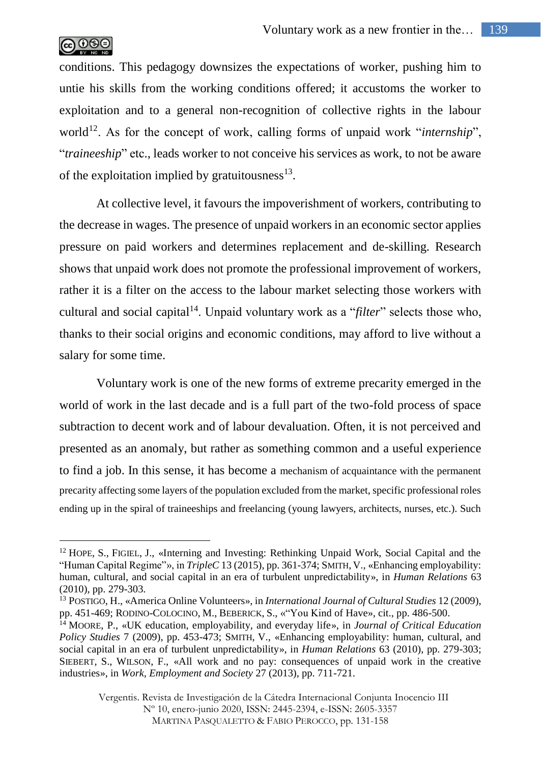conditions. This pedagogy downsizes the expectations of worker, pushing him to untie his skills from the working conditions offered; it accustoms the worker to exploitation and to a general non-recognition of collective rights in the labour world[12]. As for the concept of work, calling forms of unpaid work "*internship*", "*traineeship*" etc., leads worker to not conceive his services as work, to not be aware of the exploitation implied by gratuitousness[13].

At collective level, it favours the impoverishment of workers, contributing to the decrease in wages. The presence of unpaid workers in an economic sector applies pressure on paid workers and determines replacement and de-skilling. Research shows that unpaid work does not promote the professional improvement of workers, rather it is a filter on the access to the labour market selecting those workers with cultural and social capital[14]. Unpaid voluntary work as a "*filter*" selects those who, thanks to their social origins and economic conditions, may afford to live without a salary for some time.

Voluntary work is one of the new forms of extreme precarity emerged in the world of work in the last decade and is a full part of the two-fold process of space subtraction to decent work and of labour devaluation. Often, it is not perceived and presented as an anomaly, but rather as something common and a useful experience to find a job. In this sense, it has become a mechanism of acquaintance with the permanent precarity affecting some layers of the population excluded from the market, specific professional roles ending up in the spiral of traineeships and freelancing (young lawyers, architects, nurses, etc.). Such

---

[12] HOPE, S., FIGIEL, J., «Interning and Investing: Rethinking Unpaid Work, Social Capital and the "Human Capital Regime"», in *TripleC* 13 (2015), pp. 361-374; SMITH, V., «Enhancing employability: human, cultural, and social capital in an era of turbulent unpredictability», in *Human Relations* 63 (2010), pp. 279-303.

[13] POSTIGO, H., «America Online Volunteers», in *International Journal of Cultural Studies* 12 (2009), pp. 451-469; RODINO-COLOCINO, M., BEBERICK, S., «"You Kind of Have», cit., pp. 486-500.

[14] MOORE, P., «UK education, employability, and everyday life», in *Journal of Critical Education Policy Studies* 7 (2009), pp. 453-473; SMITH, V., «Enhancing employability: human, cultural, and social capital in an era of turbulent unpredictability», in *Human Relations* 63 (2010), pp. 279-303; SIEBERT, S., WILSON, F., «All work and no pay: consequences of unpaid work in the creative industries», in *Work, Employment and Society* 27 (2013), pp. 711-721.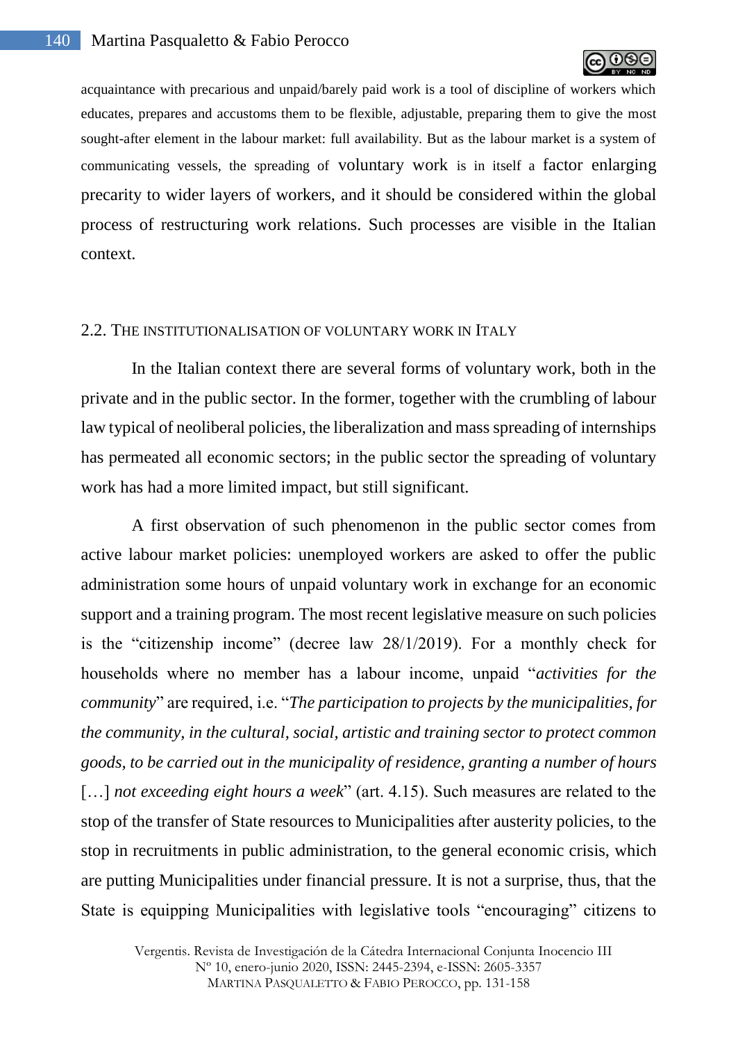acquaintance with precarious and unpaid/barely paid work is a tool of discipline of workers which educates, prepares and accustoms them to be flexible, adjustable, preparing them to give the most sought-after element in the labour market: full availability. But as the labour market is a system of communicating vessels, the spreading of voluntary work is in itself a factor enlarging precarity to wider layers of workers, and it should be considered within the global process of restructuring work relations. Such processes are visible in the Italian context.

### 2.2. The institutionalisation of voluntary work in Italy

In the Italian context there are several forms of voluntary work, both in the private and in the public sector. In the former, together with the crumbling of labour law typical of neoliberal policies, the liberalization and mass spreading of internships has permeated all economic sectors; in the public sector the spreading of voluntary work has had a more limited impact, but still significant.

A first observation of such phenomenon in the public sector comes from active labour market policies: unemployed workers are asked to offer the public administration some hours of unpaid voluntary work in exchange for an economic support and a training program. The most recent legislative measure on such policies is the "citizenship income" (decree law 28/1/2019). For a monthly check for households where no member has a labour income, unpaid "*activities for the community*" are required, i.e. "*The participation to projects by the municipalities, for the community, in the cultural, social, artistic and training sector to protect common goods, to be carried out in the municipality of residence, granting a number of hours* […] *not exceeding eight hours a week*" (art. 4.15). Such measures are related to the stop of the transfer of State resources to Municipalities after austerity policies, to the stop in recruitments in public administration, to the general economic crisis, which are putting Municipalities under financial pressure. It is not a surprise, thus, that the State is equipping Municipalities with legislative tools "encouraging" citizens to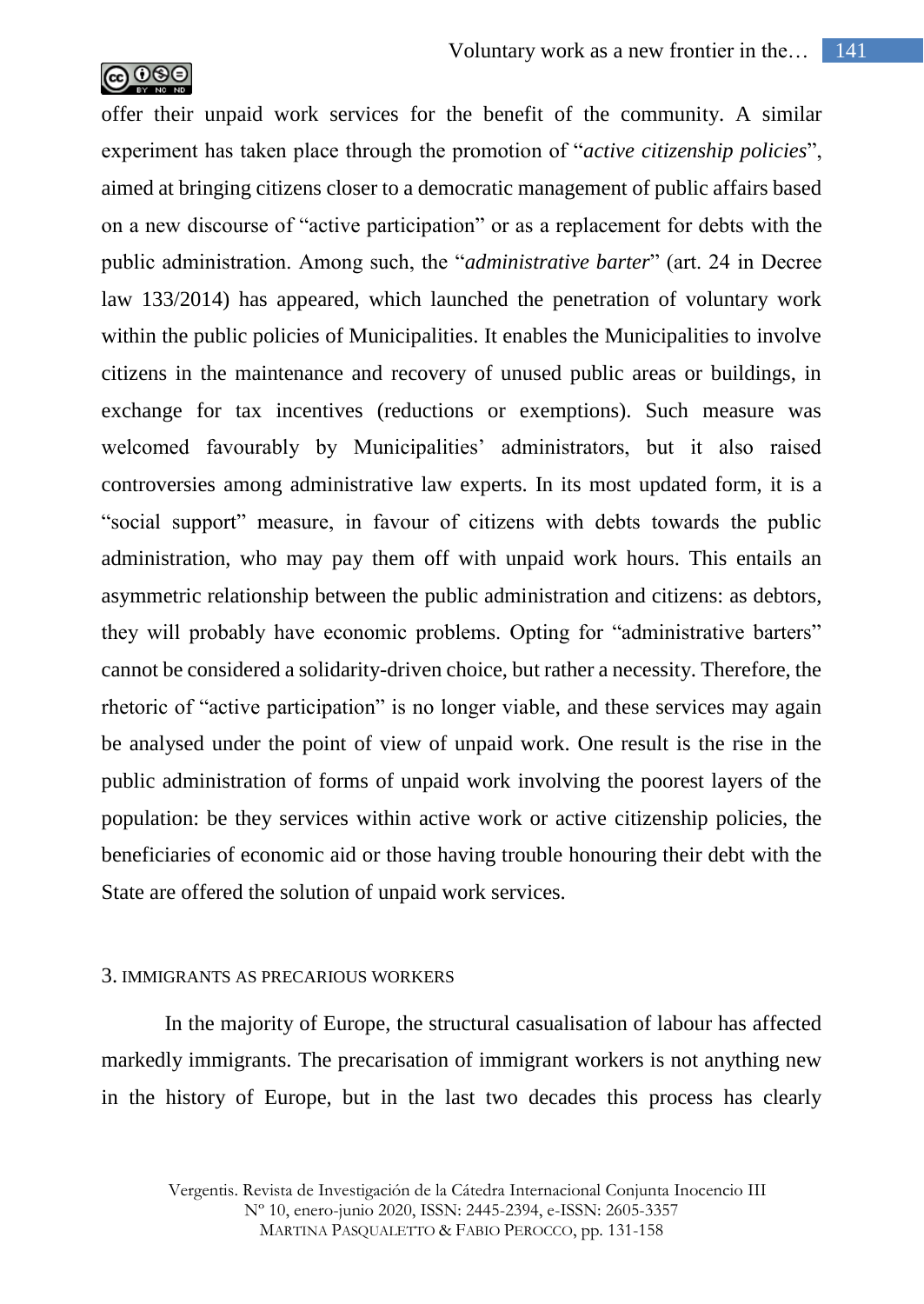offer their unpaid work services for the benefit of the community. A similar experiment has taken place through the promotion of "*active citizenship policies*", aimed at bringing citizens closer to a democratic management of public affairs based on a new discourse of "active participation" or as a replacement for debts with the public administration. Among such, the "*administrative barter*" (art. 24 in Decree law 133/2014) has appeared, which launched the penetration of voluntary work within the public policies of Municipalities. It enables the Municipalities to involve citizens in the maintenance and recovery of unused public areas or buildings, in exchange for tax incentives (reductions or exemptions). Such measure was welcomed favourably by Municipalities' administrators, but it also raised controversies among administrative law experts. In its most updated form, it is a "social support" measure, in favour of citizens with debts towards the public administration, who may pay them off with unpaid work hours. This entails an asymmetric relationship between the public administration and citizens: as debtors, they will probably have economic problems. Opting for "administrative barters" cannot be considered a solidarity-driven choice, but rather a necessity. Therefore, the rhetoric of "active participation" is no longer viable, and these services may again be analysed under the point of view of unpaid work. One result is the rise in the public administration of forms of unpaid work involving the poorest layers of the population: be they services within active work or active citizenship policies, the beneficiaries of economic aid or those having trouble honouring their debt with the State are offered the solution of unpaid work services.

## 3. IMMIGRANTS AS PRECARIOUS WORKERS

In the majority of Europe, the structural casualisation of labour has affected markedly immigrants. The precarisation of immigrant workers is not anything new in the history of Europe, but in the last two decades this process has clearly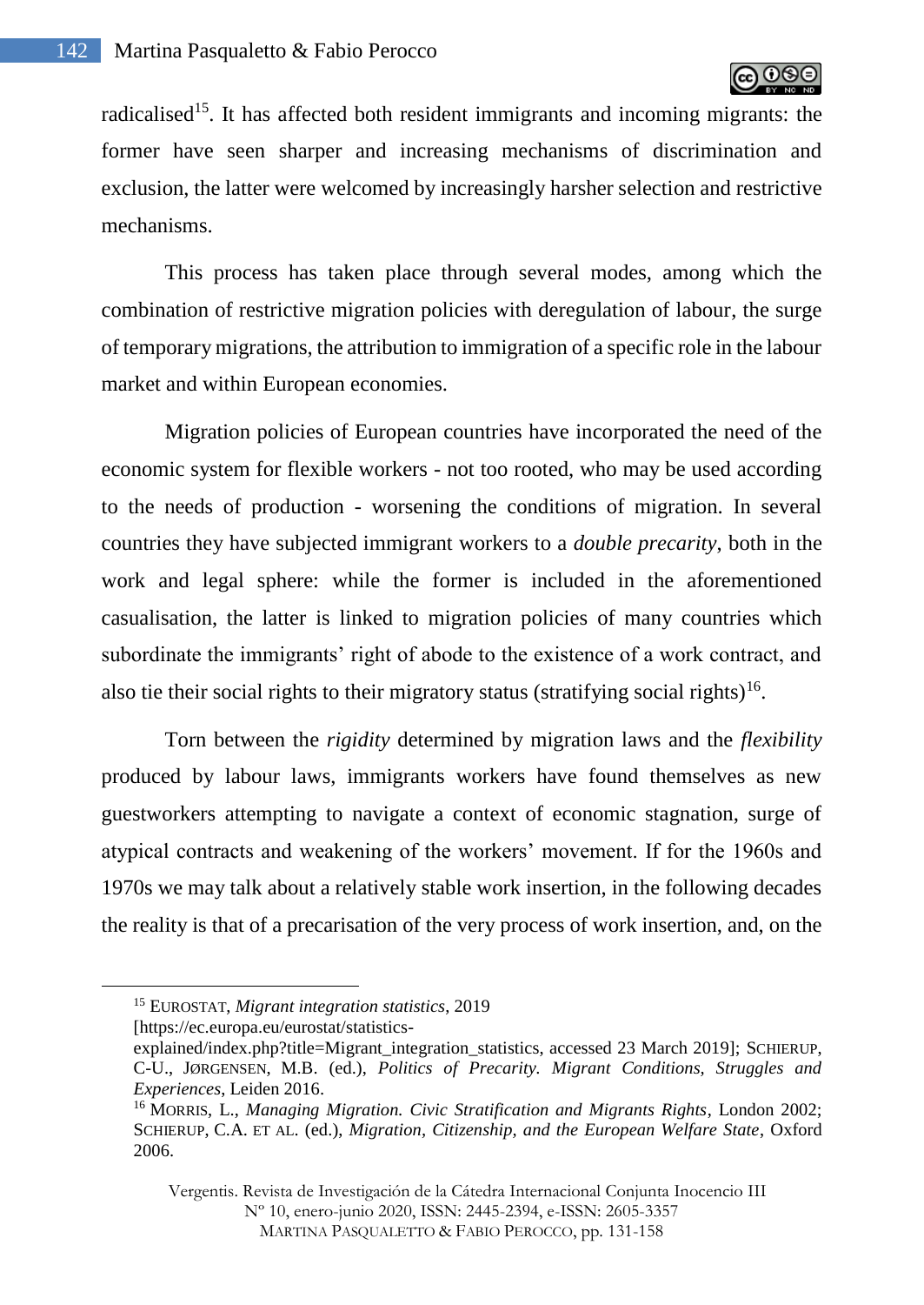radicalised[15]. It has affected both resident immigrants and incoming migrants: the former have seen sharper and increasing mechanisms of discrimination and exclusion, the latter were welcomed by increasingly harsher selection and restrictive mechanisms.

This process has taken place through several modes, among which the combination of restrictive migration policies with deregulation of labour, the surge of temporary migrations, the attribution to immigration of a specific role in the labour market and within European economies.

Migration policies of European countries have incorporated the need of the economic system for flexible workers - not too rooted, who may be used according to the needs of production - worsening the conditions of migration. In several countries they have subjected immigrant workers to a *double precarity*, both in the work and legal sphere: while the former is included in the aforementioned casualisation, the latter is linked to migration policies of many countries which subordinate the immigrants' right of abode to the existence of a work contract, and also tie their social rights to their migratory status (stratifying social rights)[16].

Torn between the *rigidity* determined by migration laws and the *flexibility* produced by labour laws, immigrants workers have found themselves as new guestworkers attempting to navigate a context of economic stagnation, surge of atypical contracts and weakening of the workers' movement. If for the 1960s and 1970s we may talk about a relatively stable work insertion, in the following decades the reality is that of a precarisation of the very process of work insertion, and, on the

---

[15] EUROSTAT, *Migrant integration statistics*, 2019 [https://ec.europa.eu/eurostat/statistics-explained/index.php?title=Migrant_integration_statistics, accessed 23 March 2019]; SCHIERUP, C-U., JØRGENSEN, M.B. (ed.), *Politics of Precarity. Migrant Conditions, Struggles and Experiences*, Leiden 2016.

[16] MORRIS, L., *Managing Migration. Civic Stratification and Migrants Rights*, London 2002; SCHIERUP, C.A. ET AL. (ed.), *Migration, Citizenship, and the European Welfare State*, Oxford 2006.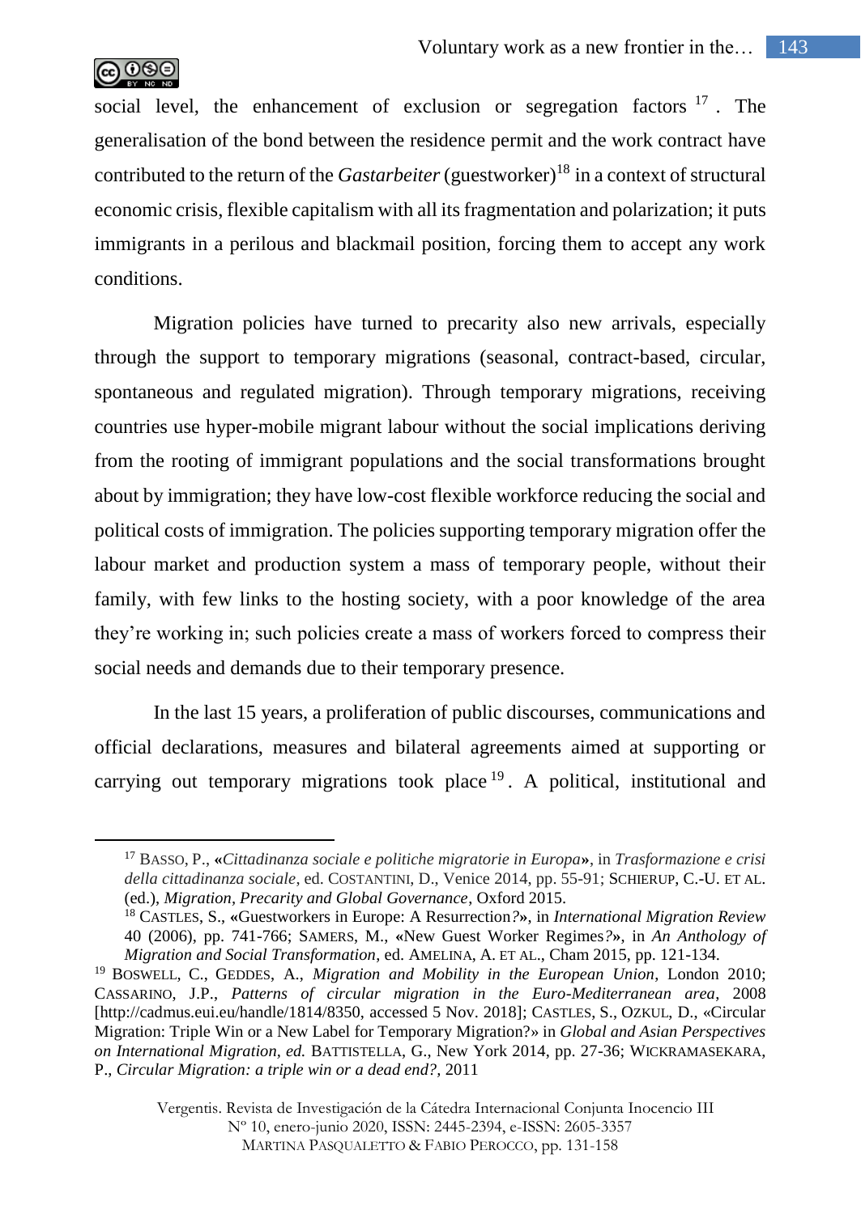social level, the enhancement of exclusion or segregation factors [17]. The generalisation of the bond between the residence permit and the work contract have contributed to the return of the *Gastarbeiter* (guestworker)[18] in a context of structural economic crisis, flexible capitalism with all its fragmentation and polarization; it puts immigrants in a perilous and blackmail position, forcing them to accept any work conditions.

Migration policies have turned to precarity also new arrivals, especially through the support to temporary migrations (seasonal, contract-based, circular, spontaneous and regulated migration). Through temporary migrations, receiving countries use hyper-mobile migrant labour without the social implications deriving from the rooting of immigrant populations and the social transformations brought about by immigration; they have low-cost flexible workforce reducing the social and political costs of immigration. The policies supporting temporary migration offer the labour market and production system a mass of temporary people, without their family, with few links to the hosting society, with a poor knowledge of the area they're working in; such policies create a mass of workers forced to compress their social needs and demands due to their temporary presence.

In the last 15 years, a proliferation of public discourses, communications and official declarations, measures and bilateral agreements aimed at supporting or carrying out temporary migrations took place [19]. A political, institutional and

---

[17] BASSO, P., «*Cittadinanza sociale e politiche migratorie in Europa*», in *Trasformazione e crisi della cittadinanza sociale*, ed. COSTANTINI, D., Venice 2014, pp. 55-91; SCHIERUP, C.-U. ET AL. (ed.), *Migration, Precarity and Global Governance*, Oxford 2015.

[18] CASTLES, S., «Guestworkers in Europe: A Resurrection*?*», in *International Migration Review* 40 (2006), pp. 741-766; SAMERS, M., «New Guest Worker Regimes*?*», in *An Anthology of Migration and Social Transformation*, ed. AMELINA, A. ET AL., Cham 2015, pp. 121-134.

[19] BOSWELL, C., GEDDES, A., *Migration and Mobility in the European Union*, London 2010; CASSARINO, J.P., *Patterns of circular migration in the Euro-Mediterranean area*, 2008 [http://cadmus.eui.eu/handle/1814/8350, accessed 5 Nov. 2018]; CASTLES, S., OZKUL, D., «Circular Migration: Triple Win or a New Label for Temporary Migration?» in *Global and Asian Perspectives on International Migration, ed.* BATTISTELLA, G., New York 2014, pp. 27-36; WICKRAMASEKARA, P., *Circular Migration: a triple win or a dead end?,* 2011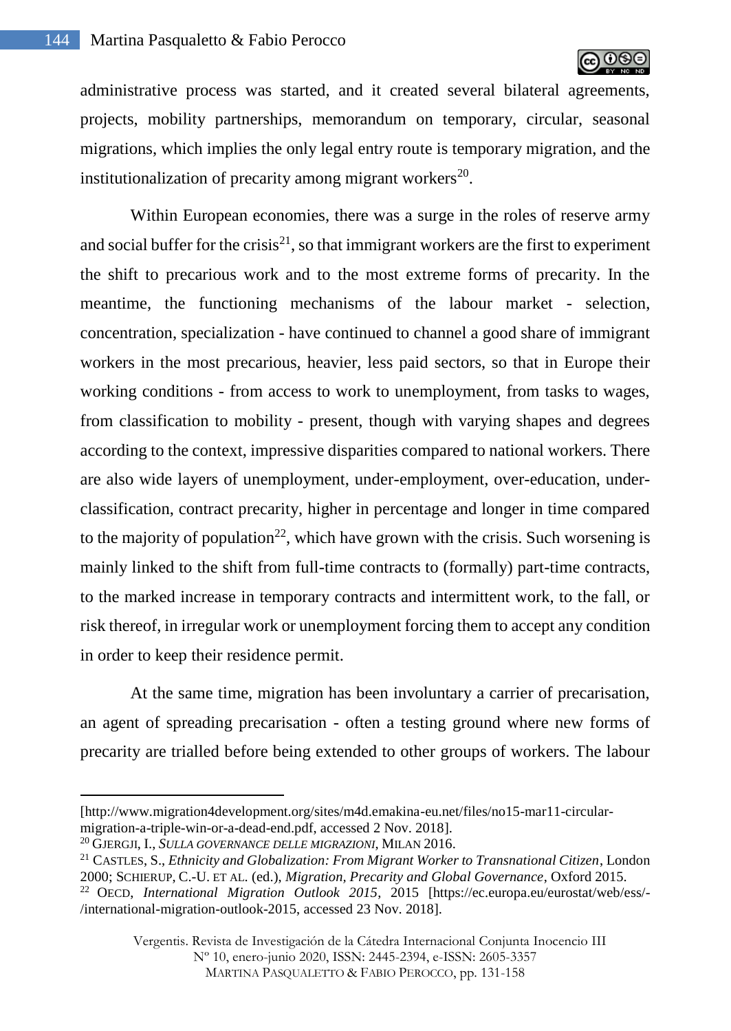administrative process was started, and it created several bilateral agreements, projects, mobility partnerships, memorandum on temporary, circular, seasonal migrations, which implies the only legal entry route is temporary migration, and the institutionalization of precarity among migrant workers[20].

Within European economies, there was a surge in the roles of reserve army and social buffer for the crisis[21], so that immigrant workers are the first to experiment the shift to precarious work and to the most extreme forms of precarity. In the meantime, the functioning mechanisms of the labour market - selection, concentration, specialization - have continued to channel a good share of immigrant workers in the most precarious, heavier, less paid sectors, so that in Europe their working conditions - from access to work to unemployment, from tasks to wages, from classification to mobility - present, though with varying shapes and degrees according to the context, impressive disparities compared to national workers. There are also wide layers of unemployment, under-employment, over-education, under-classification, contract precarity, higher in percentage and longer in time compared to the majority of population[22], which have grown with the crisis. Such worsening is mainly linked to the shift from full-time contracts to (formally) part-time contracts, to the marked increase in temporary contracts and intermittent work, to the fall, or risk thereof, in irregular work or unemployment forcing them to accept any condition in order to keep their residence permit.

At the same time, migration has been involuntary a carrier of precarisation, an agent of spreading precarisation - often a testing ground where new forms of precarity are trialled before being extended to other groups of workers. The labour

---

[http://www.migration4development.org/sites/m4d.emakina-eu.net/files/no15-mar11-circular-migration-a-triple-win-or-a-dead-end.pdf, accessed 2 Nov. 2018].

[20] GJERGJI, I., *SULLA GOVERNANCE DELLE MIGRAZIONI*, MILAN 2016.

[21] CASTLES, S., *Ethnicity and Globalization: From Migrant Worker to Transnational Citizen*, London 2000; SCHIERUP, C.-U. ET AL. (ed.), *Migration, Precarity and Global Governance*, Oxford 2015.

[22] OECD, *International Migration Outlook 2015*, 2015 [https://ec.europa.eu/eurostat/web/ess/-/international-migration-outlook-2015, accessed 23 Nov. 2018].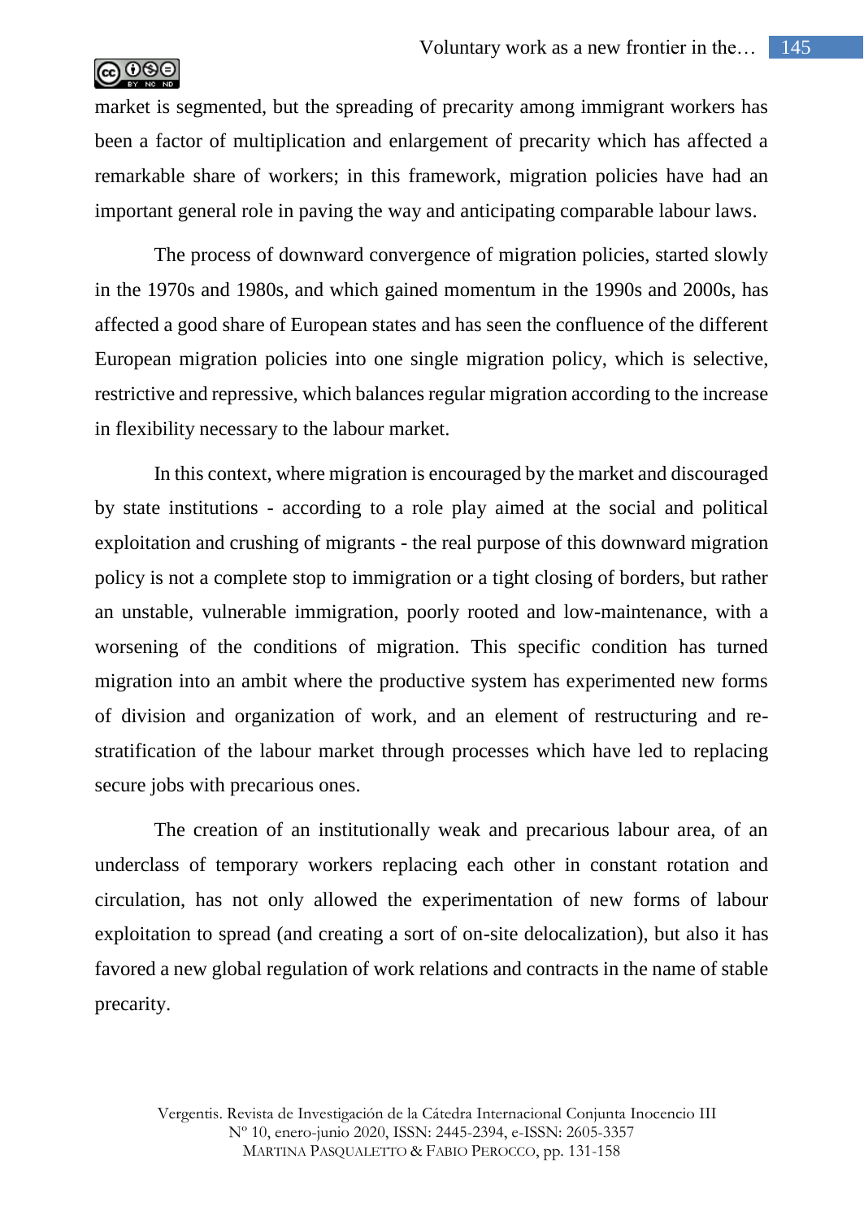market is segmented, but the spreading of precarity among immigrant workers has been a factor of multiplication and enlargement of precarity which has affected a remarkable share of workers; in this framework, migration policies have had an important general role in paving the way and anticipating comparable labour laws.

The process of downward convergence of migration policies, started slowly in the 1970s and 1980s, and which gained momentum in the 1990s and 2000s, has affected a good share of European states and has seen the confluence of the different European migration policies into one single migration policy, which is selective, restrictive and repressive, which balances regular migration according to the increase in flexibility necessary to the labour market.

In this context, where migration is encouraged by the market and discouraged by state institutions - according to a role play aimed at the social and political exploitation and crushing of migrants - the real purpose of this downward migration policy is not a complete stop to immigration or a tight closing of borders, but rather an unstable, vulnerable immigration, poorly rooted and low-maintenance, with a worsening of the conditions of migration. This specific condition has turned migration into an ambit where the productive system has experimented new forms of division and organization of work, and an element of restructuring and re-stratification of the labour market through processes which have led to replacing secure jobs with precarious ones.

The creation of an institutionally weak and precarious labour area, of an underclass of temporary workers replacing each other in constant rotation and circulation, has not only allowed the experimentation of new forms of labour exploitation to spread (and creating a sort of on-site delocalization), but also it has favored a new global regulation of work relations and contracts in the name of stable precarity.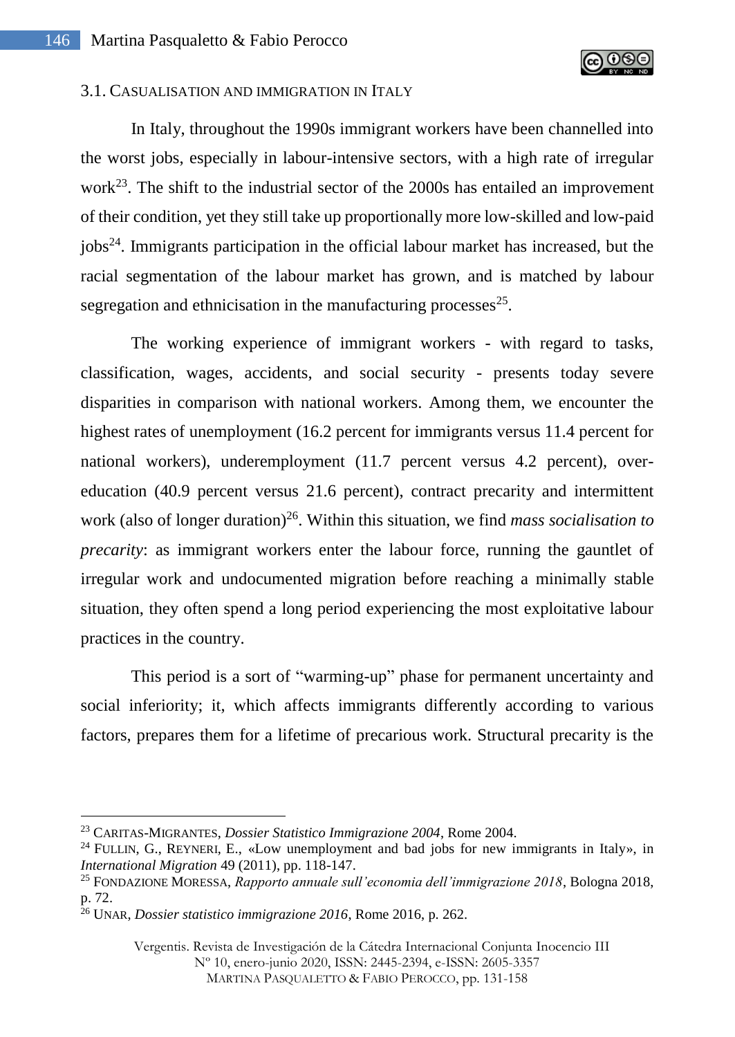### 3.1. CASUALISATION AND IMMIGRATION IN ITALY

In Italy, throughout the 1990s immigrant workers have been channelled into the worst jobs, especially in labour-intensive sectors, with a high rate of irregular work[23]. The shift to the industrial sector of the 2000s has entailed an improvement of their condition, yet they still take up proportionally more low-skilled and low-paid jobs[24]. Immigrants participation in the official labour market has increased, but the racial segmentation of the labour market has grown, and is matched by labour segregation and ethnicisation in the manufacturing processes[25].

The working experience of immigrant workers - with regard to tasks, classification, wages, accidents, and social security - presents today severe disparities in comparison with national workers. Among them, we encounter the highest rates of unemployment (16.2 percent for immigrants versus 11.4 percent for national workers), underemployment (11.7 percent versus 4.2 percent), over-education (40.9 percent versus 21.6 percent), contract precarity and intermittent work (also of longer duration)[26]. Within this situation, we find *mass socialisation to precarity*: as immigrant workers enter the labour force, running the gauntlet of irregular work and undocumented migration before reaching a minimally stable situation, they often spend a long period experiencing the most exploitative labour practices in the country.

This period is a sort of "warming-up" phase for permanent uncertainty and social inferiority; it, which affects immigrants differently according to various factors, prepares them for a lifetime of precarious work. Structural precarity is the

---

[23] CARITAS-MIGRANTES, *Dossier Statistico Immigrazione 2004*, Rome 2004.

[24] FULLIN, G., REYNERI, E., «Low unemployment and bad jobs for new immigrants in Italy», in *International Migration* 49 (2011), pp. 118-147.

[25] FONDAZIONE MORESSA, *Rapporto annuale sull'economia dell'immigrazione 2018*, Bologna 2018, p. 72.

[26] UNAR, *Dossier statistico immigrazione 2016*, Rome 2016, p. 262.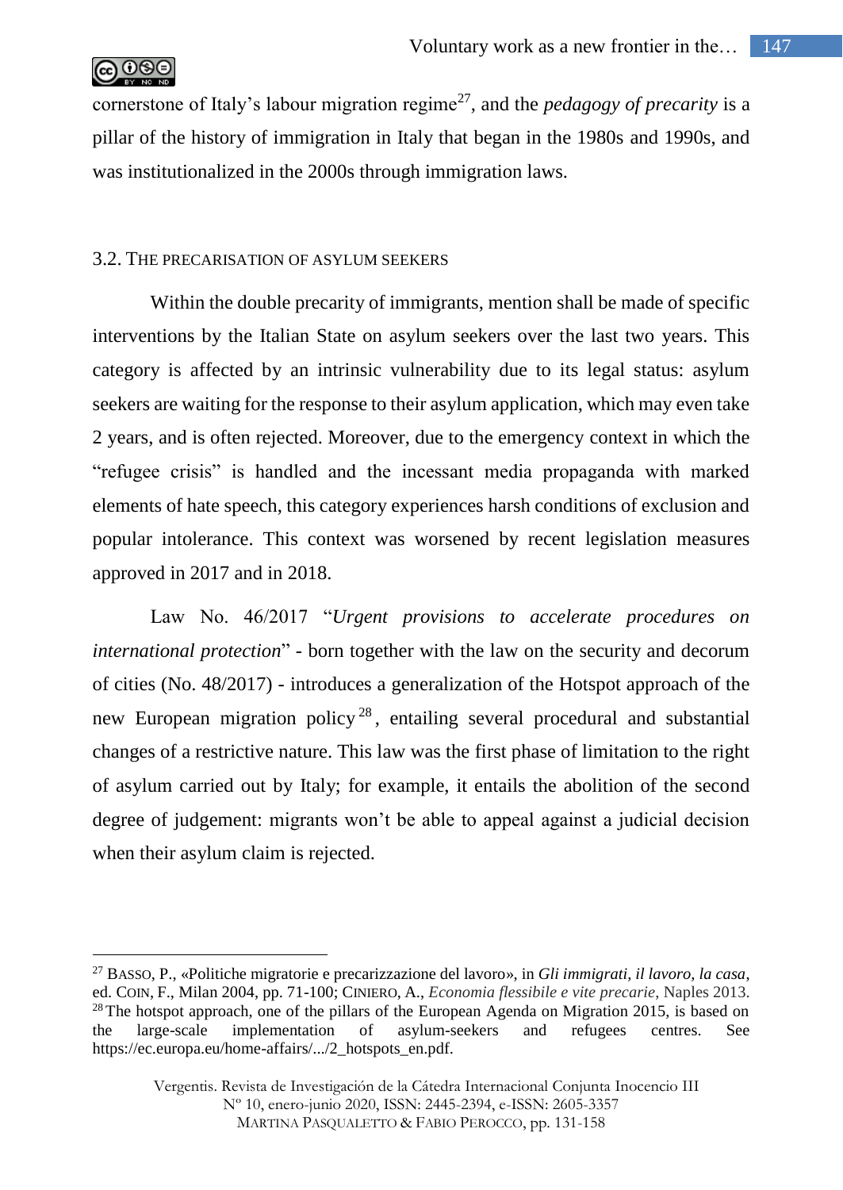cornerstone of Italy's labour migration regime[27], and the *pedagogy of precarity* is a pillar of the history of immigration in Italy that began in the 1980s and 1990s, and was institutionalized in the 2000s through immigration laws.

### 3.2. THE PRECARISATION OF ASYLUM SEEKERS

Within the double precarity of immigrants, mention shall be made of specific interventions by the Italian State on asylum seekers over the last two years. This category is affected by an intrinsic vulnerability due to its legal status: asylum seekers are waiting for the response to their asylum application, which may even take 2 years, and is often rejected. Moreover, due to the emergency context in which the "refugee crisis" is handled and the incessant media propaganda with marked elements of hate speech, this category experiences harsh conditions of exclusion and popular intolerance. This context was worsened by recent legislation measures approved in 2017 and in 2018.

Law No. 46/2017 "*Urgent provisions to accelerate procedures on international protection*" - born together with the law on the security and decorum of cities (No. 48/2017) - introduces a generalization of the Hotspot approach of the new European migration policy[28], entailing several procedural and substantial changes of a restrictive nature. This law was the first phase of limitation to the right of asylum carried out by Italy; for example, it entails the abolition of the second degree of judgement: migrants won't be able to appeal against a judicial decision when their asylum claim is rejected.

---

[27] BASSO, P., «Politiche migratorie e precarizzazione del lavoro», in *Gli immigrati, il lavoro, la casa*, ed. COIN, F., Milan 2004, pp. 71-100; CINIERO, A., *Economia flessibile e vite precarie*, Naples 2013.

[28] The hotspot approach, one of the pillars of the European Agenda on Migration 2015, is based on the large-scale implementation of asylum-seekers and refugees centres. See https://ec.europa.eu/home-affairs/.../2_hotspots_en.pdf.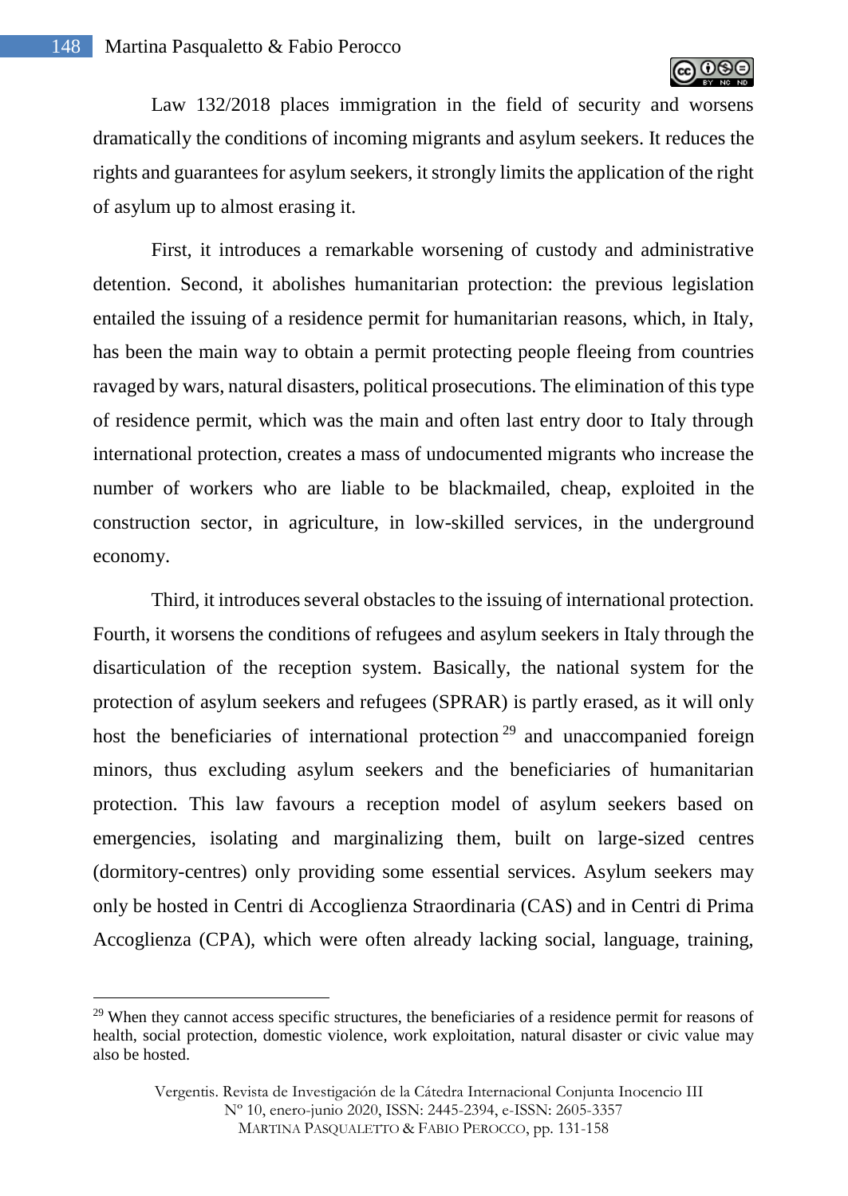Law 132/2018 places immigration in the field of security and worsens dramatically the conditions of incoming migrants and asylum seekers. It reduces the rights and guarantees for asylum seekers, it strongly limits the application of the right of asylum up to almost erasing it.

First, it introduces a remarkable worsening of custody and administrative detention. Second, it abolishes humanitarian protection: the previous legislation entailed the issuing of a residence permit for humanitarian reasons, which, in Italy, has been the main way to obtain a permit protecting people fleeing from countries ravaged by wars, natural disasters, political prosecutions. The elimination of this type of residence permit, which was the main and often last entry door to Italy through international protection, creates a mass of undocumented migrants who increase the number of workers who are liable to be blackmailed, cheap, exploited in the construction sector, in agriculture, in low-skilled services, in the underground economy.

Third, it introduces several obstacles to the issuing of international protection. Fourth, it worsens the conditions of refugees and asylum seekers in Italy through the disarticulation of the reception system. Basically, the national system for the protection of asylum seekers and refugees (SPRAR) is partly erased, as it will only host the beneficiaries of international protection[29] and unaccompanied foreign minors, thus excluding asylum seekers and the beneficiaries of humanitarian protection. This law favours a reception model of asylum seekers based on emergencies, isolating and marginalizing them, built on large-sized centres (dormitory-centres) only providing some essential services. Asylum seekers may only be hosted in Centri di Accoglienza Straordinaria (CAS) and in Centri di Prima Accoglienza (CPA), which were often already lacking social, language, training,

---

[29] When they cannot access specific structures, the beneficiaries of a residence permit for reasons of health, social protection, domestic violence, work exploitation, natural disaster or civic value may also be hosted.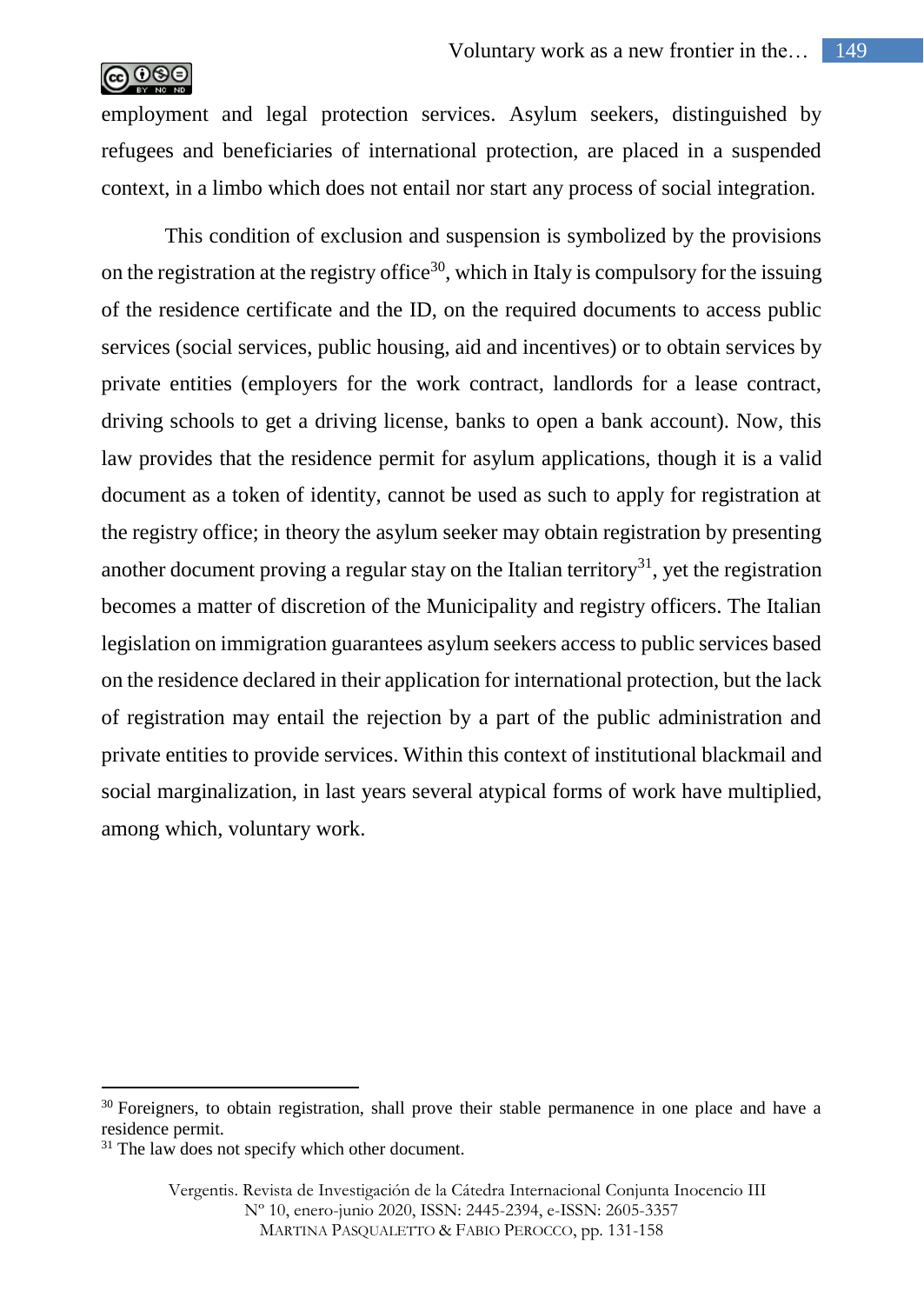employment and legal protection services. Asylum seekers, distinguished by refugees and beneficiaries of international protection, are placed in a suspended context, in a limbo which does not entail nor start any process of social integration.

This condition of exclusion and suspension is symbolized by the provisions on the registration at the registry office[30], which in Italy is compulsory for the issuing of the residence certificate and the ID, on the required documents to access public services (social services, public housing, aid and incentives) or to obtain services by private entities (employers for the work contract, landlords for a lease contract, driving schools to get a driving license, banks to open a bank account). Now, this law provides that the residence permit for asylum applications, though it is a valid document as a token of identity, cannot be used as such to apply for registration at the registry office; in theory the asylum seeker may obtain registration by presenting another document proving a regular stay on the Italian territory[31], yet the registration becomes a matter of discretion of the Municipality and registry officers. The Italian legislation on immigration guarantees asylum seekers access to public services based on the residence declared in their application for international protection, but the lack of registration may entail the rejection by a part of the public administration and private entities to provide services. Within this context of institutional blackmail and social marginalization, in last years several atypical forms of work have multiplied, among which, voluntary work.

---

[30] Foreigners, to obtain registration, shall prove their stable permanence in one place and have a residence permit.

[31] The law does not specify which other document.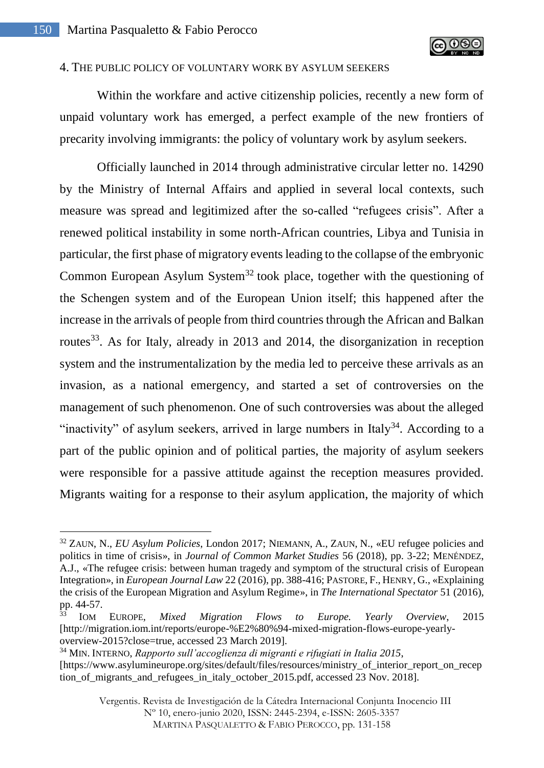## 4. The public policy of voluntary work by asylum seekers

Within the workfare and active citizenship policies, recently a new form of unpaid voluntary work has emerged, a perfect example of the new frontiers of precarity involving immigrants: the policy of voluntary work by asylum seekers.

Officially launched in 2014 through administrative circular letter no. 14290 by the Ministry of Internal Affairs and applied in several local contexts, such measure was spread and legitimized after the so-called "refugees crisis". After a renewed political instability in some north-African countries, Libya and Tunisia in particular, the first phase of migratory events leading to the collapse of the embryonic Common European Asylum System[32] took place, together with the questioning of the Schengen system and of the European Union itself; this happened after the increase in the arrivals of people from third countries through the African and Balkan routes[33]. As for Italy, already in 2013 and 2014, the disorganization in reception system and the instrumentalization by the media led to perceive these arrivals as an invasion, as a national emergency, and started a set of controversies on the management of such phenomenon. One of such controversies was about the alleged "inactivity" of asylum seekers, arrived in large numbers in Italy[34]. According to a part of the public opinion and of political parties, the majority of asylum seekers were responsible for a passive attitude against the reception measures provided. Migrants waiting for a response to their asylum application, the majority of which

---

[32] Zaun, N., *EU Asylum Policies*, London 2017; Niemann, A., Zaun, N., «EU refugee policies and politics in time of crisis», in *Journal of Common Market Studies* 56 (2018), pp. 3-22; Menéndez, A.J., «The refugee crisis: between human tragedy and symptom of the structural crisis of European Integration», in *European Journal Law* 22 (2016), pp. 388-416; Pastore, F., Henry, G., «Explaining the crisis of the European Migration and Asylum Regime», in *The International Spectator* 51 (2016), pp. 44-57.

[33] IOM Europe, *Mixed Migration Flows to Europe. Yearly Overview*, 2015 [http://migration.iom.int/reports/europe-%E2%80%94-mixed-migration-flows-europe-yearly-overview-2015?close=true, accessed 23 March 2019].

[34] Min. Interno, *Rapporto sull'accoglienza di migranti e rifugiati in Italia 2015*, [https://www.asylumineurope.org/sites/default/files/resources/ministry_of_interior_report_on_reception_of_migrants_and_refugees_in_italy_october_2015.pdf, accessed 23 Nov. 2018].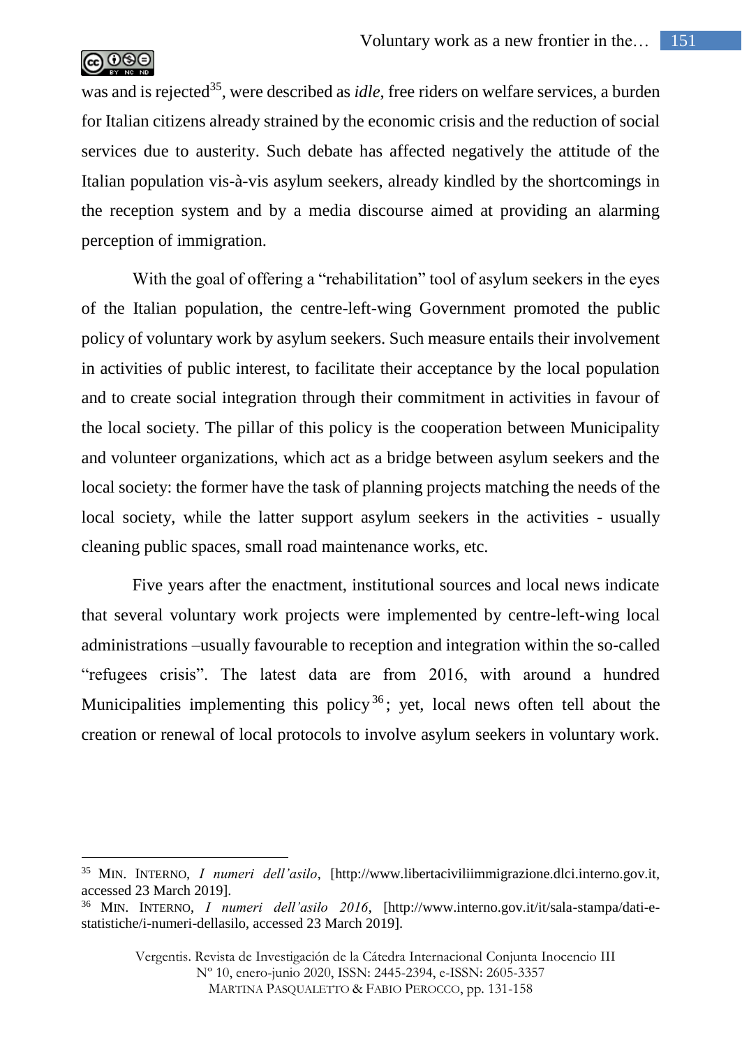was and is rejected[35], were described as *idle*, free riders on welfare services, a burden for Italian citizens already strained by the economic crisis and the reduction of social services due to austerity. Such debate has affected negatively the attitude of the Italian population vis-à-vis asylum seekers, already kindled by the shortcomings in the reception system and by a media discourse aimed at providing an alarming perception of immigration.

With the goal of offering a "rehabilitation" tool of asylum seekers in the eyes of the Italian population, the centre-left-wing Government promoted the public policy of voluntary work by asylum seekers. Such measure entails their involvement in activities of public interest, to facilitate their acceptance by the local population and to create social integration through their commitment in activities in favour of the local society. The pillar of this policy is the cooperation between Municipality and volunteer organizations, which act as a bridge between asylum seekers and the local society: the former have the task of planning projects matching the needs of the local society, while the latter support asylum seekers in the activities - usually cleaning public spaces, small road maintenance works, etc.

Five years after the enactment, institutional sources and local news indicate that several voluntary work projects were implemented by centre-left-wing local administrations –usually favourable to reception and integration within the so-called "refugees crisis". The latest data are from 2016, with around a hundred Municipalities implementing this policy[36]; yet, local news often tell about the creation or renewal of local protocols to involve asylum seekers in voluntary work.

---

[35] MIN. INTERNO, *I numeri dell'asilo*, [http://www.libertaciviliimmigrazione.dlci.interno.gov.it, accessed 23 March 2019].

[36] MIN. INTERNO, *I numeri dell'asilo 2016*, [http://www.interno.gov.it/it/sala-stampa/dati-e-statistiche/i-numeri-dellasilo, accessed 23 March 2019].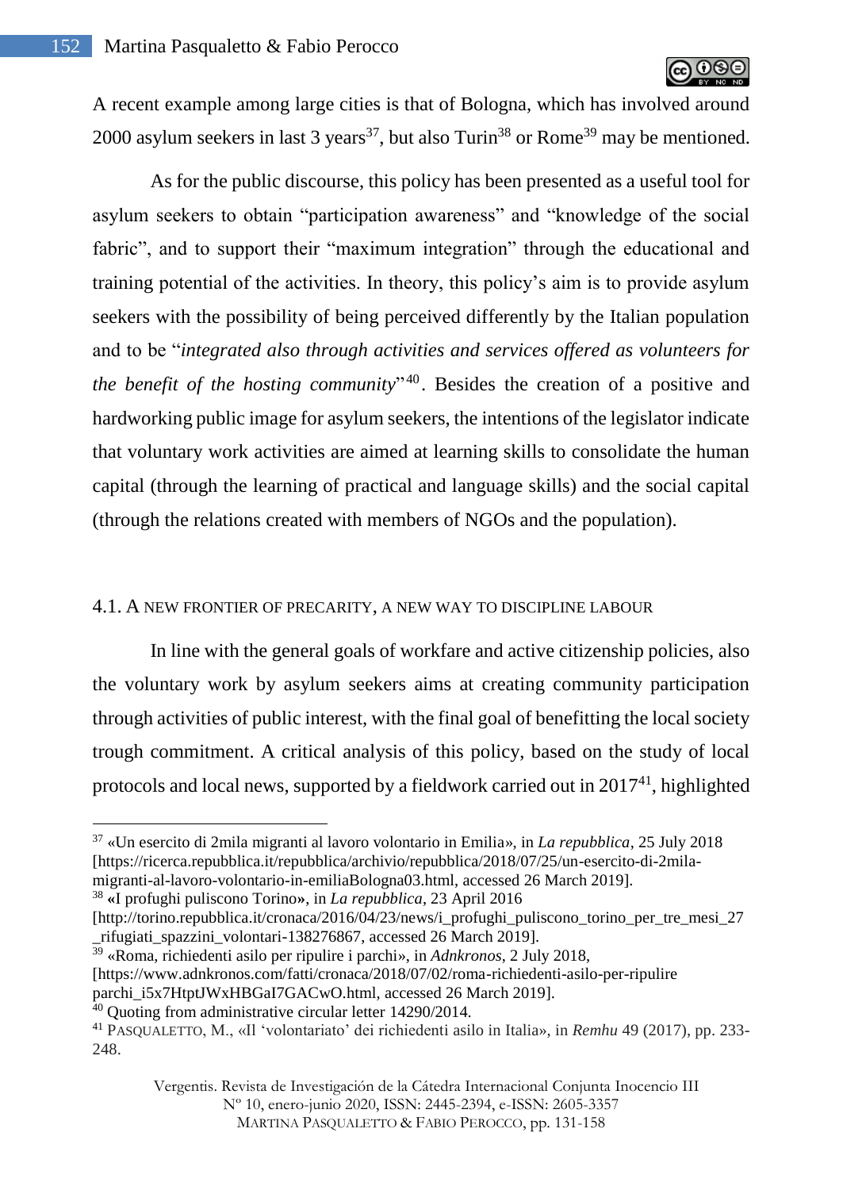A recent example among large cities is that of Bologna, which has involved around 2000 asylum seekers in last 3 years[37], but also Turin[38] or Rome[39] may be mentioned.

As for the public discourse, this policy has been presented as a useful tool for asylum seekers to obtain "participation awareness" and "knowledge of the social fabric", and to support their "maximum integration" through the educational and training potential of the activities. In theory, this policy's aim is to provide asylum seekers with the possibility of being perceived differently by the Italian population and to be "*integrated also through activities and services offered as volunteers for the benefit of the hosting community*"[40]. Besides the creation of a positive and hardworking public image for asylum seekers, the intentions of the legislator indicate that voluntary work activities are aimed at learning skills to consolidate the human capital (through the learning of practical and language skills) and the social capital (through the relations created with members of NGOs and the population).

### 4.1. A NEW FRONTIER OF PRECARITY, A NEW WAY TO DISCIPLINE LABOUR

In line with the general goals of workfare and active citizenship policies, also the voluntary work by asylum seekers aims at creating community participation through activities of public interest, with the final goal of benefitting the local society trough commitment. A critical analysis of this policy, based on the study of local protocols and local news, supported by a fieldwork carried out in 2017[41], highlighted

---

[37] «Un esercito di 2mila migranti al lavoro volontario in Emilia», in *La repubblica*, 25 July 2018 [https://ricerca.repubblica.it/repubblica/archivio/repubblica/2018/07/25/un-esercito-di-2mila-migranti-al-lavoro-volontario-in-emiliaBologna03.html, accessed 26 March 2019].

[38] «I profughi puliscono Torino», in *La repubblica*, 23 April 2016 [http://torino.repubblica.it/cronaca/2016/04/23/news/i_profughi_puliscono_torino_per_tre_mesi_27_rifugiati_spazzini_volontari-138276867, accessed 26 March 2019].

[39] «Roma, richiedenti asilo per ripulire i parchi», in *Adnkronos*, 2 July 2018, [https://www.adnkronos.com/fatti/cronaca/2018/07/02/roma-richiedenti-asilo-per-ripulire parchi_i5x7HtptJWxHBGaI7GACwO.html, accessed 26 March 2019].

[40] Quoting from administrative circular letter 14290/2014.

[41] PASQUALETTO, M., «Il 'volontariato' dei richiedenti asilo in Italia», in *Remhu* 49 (2017), pp. 233-248.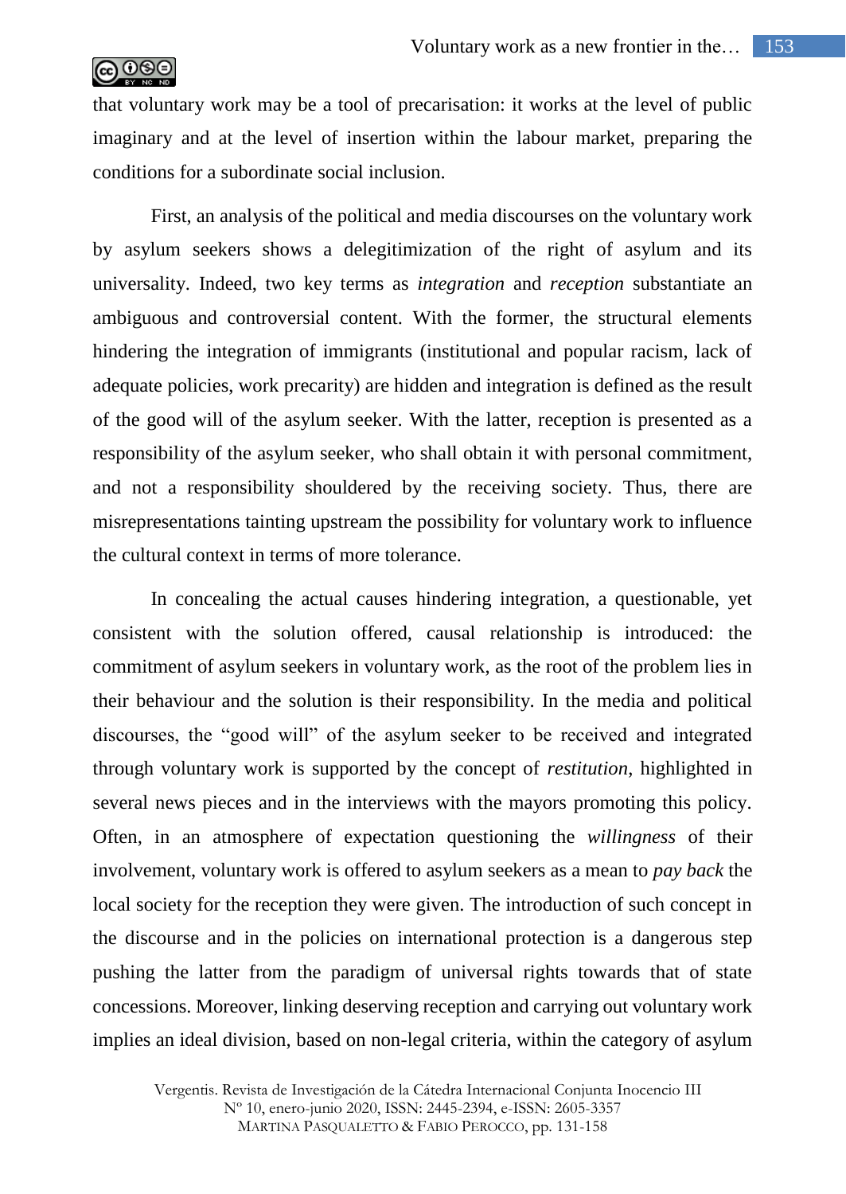that voluntary work may be a tool of precarisation: it works at the level of public imaginary and at the level of insertion within the labour market, preparing the conditions for a subordinate social inclusion.

First, an analysis of the political and media discourses on the voluntary work by asylum seekers shows a delegitimization of the right of asylum and its universality. Indeed, two key terms as *integration* and *reception* substantiate an ambiguous and controversial content. With the former, the structural elements hindering the integration of immigrants (institutional and popular racism, lack of adequate policies, work precarity) are hidden and integration is defined as the result of the good will of the asylum seeker. With the latter, reception is presented as a responsibility of the asylum seeker, who shall obtain it with personal commitment, and not a responsibility shouldered by the receiving society. Thus, there are misrepresentations tainting upstream the possibility for voluntary work to influence the cultural context in terms of more tolerance.

In concealing the actual causes hindering integration, a questionable, yet consistent with the solution offered, causal relationship is introduced: the commitment of asylum seekers in voluntary work, as the root of the problem lies in their behaviour and the solution is their responsibility. In the media and political discourses, the "good will" of the asylum seeker to be received and integrated through voluntary work is supported by the concept of *restitution*, highlighted in several news pieces and in the interviews with the mayors promoting this policy. Often, in an atmosphere of expectation questioning the *willingness* of their involvement, voluntary work is offered to asylum seekers as a mean to *pay back* the local society for the reception they were given. The introduction of such concept in the discourse and in the policies on international protection is a dangerous step pushing the latter from the paradigm of universal rights towards that of state concessions. Moreover, linking deserving reception and carrying out voluntary work implies an ideal division, based on non-legal criteria, within the category of asylum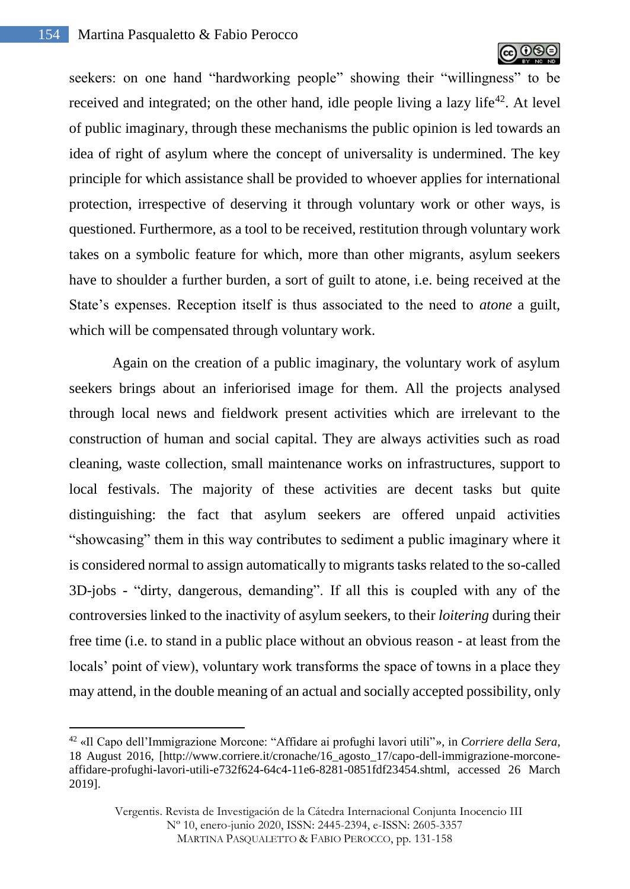seekers: on one hand "hardworking people" showing their "willingness" to be received and integrated; on the other hand, idle people living a lazy life[42]. At level of public imaginary, through these mechanisms the public opinion is led towards an idea of right of asylum where the concept of universality is undermined. The key principle for which assistance shall be provided to whoever applies for international protection, irrespective of deserving it through voluntary work or other ways, is questioned. Furthermore, as a tool to be received, restitution through voluntary work takes on a symbolic feature for which, more than other migrants, asylum seekers have to shoulder a further burden, a sort of guilt to atone, i.e. being received at the State's expenses. Reception itself is thus associated to the need to *atone* a guilt, which will be compensated through voluntary work.

Again on the creation of a public imaginary, the voluntary work of asylum seekers brings about an inferiorised image for them. All the projects analysed through local news and fieldwork present activities which are irrelevant to the construction of human and social capital. They are always activities such as road cleaning, waste collection, small maintenance works on infrastructures, support to local festivals. The majority of these activities are decent tasks but quite distinguishing: the fact that asylum seekers are offered unpaid activities "showcasing" them in this way contributes to sediment a public imaginary where it is considered normal to assign automatically to migrants tasks related to the so-called 3D-jobs - "dirty, dangerous, demanding". If all this is coupled with any of the controversies linked to the inactivity of asylum seekers, to their *loitering* during their free time (i.e. to stand in a public place without an obvious reason - at least from the locals' point of view), voluntary work transforms the space of towns in a place they may attend, in the double meaning of an actual and socially accepted possibility, only

---

[42] «Il Capo dell'Immigrazione Morcone: "Affidare ai profughi lavori utili"», in *Corriere della Sera*, 18 August 2016, [http://www.corriere.it/cronache/16_agosto_17/capo-dell-immigrazione-morcone-affidare-profughi-lavori-utili-e732f624-64c4-11e6-8281-0851fdf23454.shtml, accessed 26 March 2019].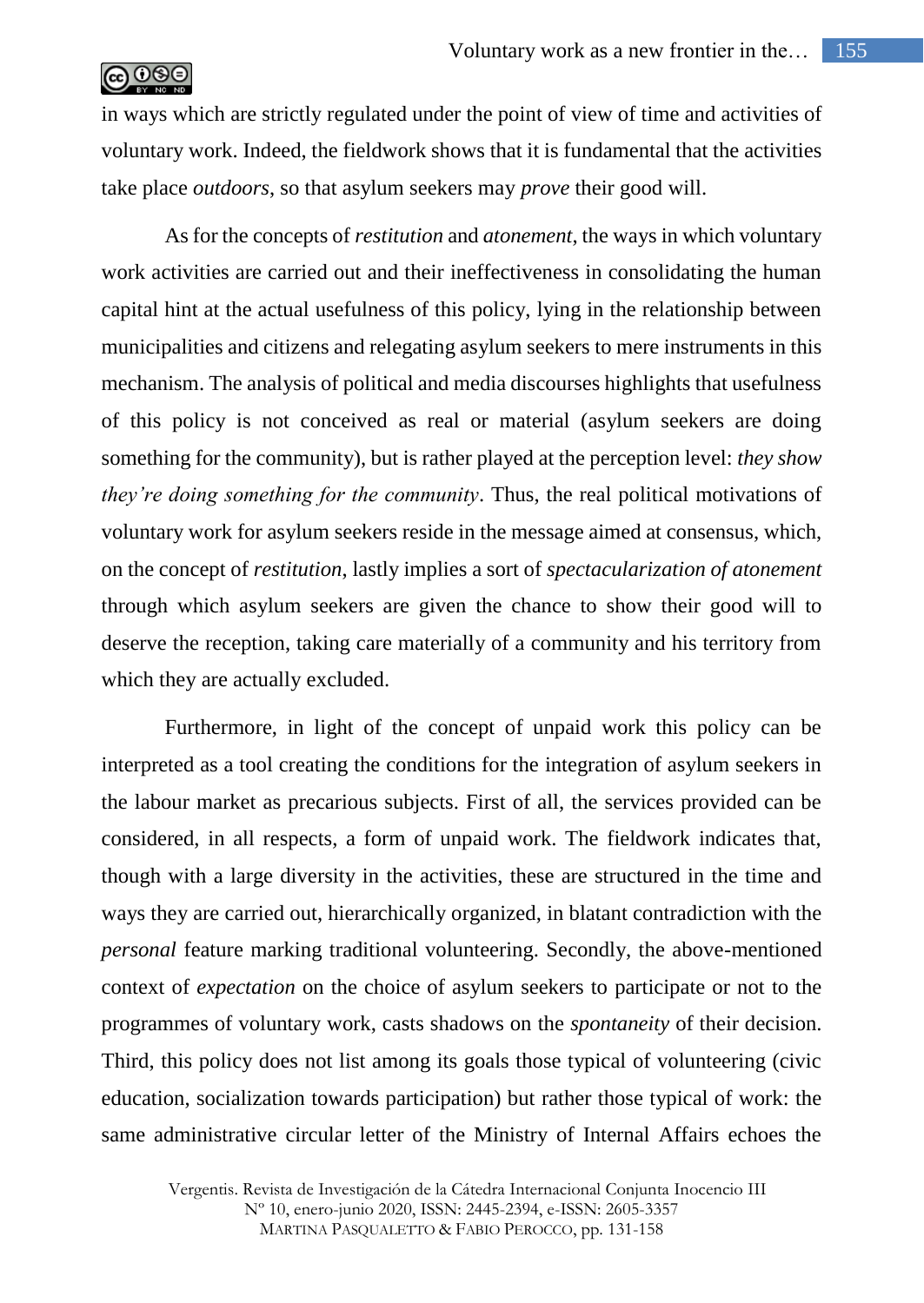in ways which are strictly regulated under the point of view of time and activities of voluntary work. Indeed, the fieldwork shows that it is fundamental that the activities take place *outdoors*, so that asylum seekers may *prove* their good will.

As for the concepts of *restitution* and *atonement*, the ways in which voluntary work activities are carried out and their ineffectiveness in consolidating the human capital hint at the actual usefulness of this policy, lying in the relationship between municipalities and citizens and relegating asylum seekers to mere instruments in this mechanism. The analysis of political and media discourses highlights that usefulness of this policy is not conceived as real or material (asylum seekers are doing something for the community), but is rather played at the perception level: *they show they're doing something for the community*. Thus, the real political motivations of voluntary work for asylum seekers reside in the message aimed at consensus, which, on the concept of *restitution*, lastly implies a sort of *spectacularization of atonement* through which asylum seekers are given the chance to show their good will to deserve the reception, taking care materially of a community and his territory from which they are actually excluded.

Furthermore, in light of the concept of unpaid work this policy can be interpreted as a tool creating the conditions for the integration of asylum seekers in the labour market as precarious subjects. First of all, the services provided can be considered, in all respects, a form of unpaid work. The fieldwork indicates that, though with a large diversity in the activities, these are structured in the time and ways they are carried out, hierarchically organized, in blatant contradiction with the *personal* feature marking traditional volunteering. Secondly, the above-mentioned context of *expectation* on the choice of asylum seekers to participate or not to the programmes of voluntary work, casts shadows on the *spontaneity* of their decision. Third, this policy does not list among its goals those typical of volunteering (civic education, socialization towards participation) but rather those typical of work: the same administrative circular letter of the Ministry of Internal Affairs echoes the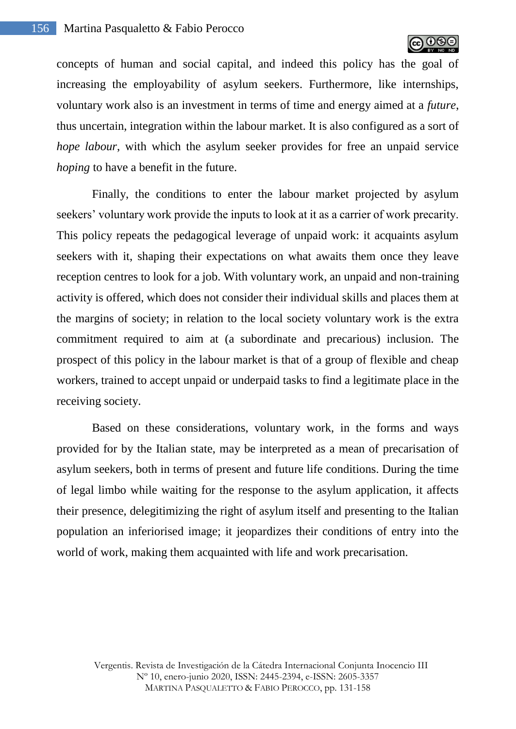concepts of human and social capital, and indeed this policy has the goal of increasing the employability of asylum seekers. Furthermore, like internships, voluntary work also is an investment in terms of time and energy aimed at a *future*, thus uncertain, integration within the labour market. It is also configured as a sort of *hope labour*, with which the asylum seeker provides for free an unpaid service *hoping* to have a benefit in the future.

Finally, the conditions to enter the labour market projected by asylum seekers' voluntary work provide the inputs to look at it as a carrier of work precarity. This policy repeats the pedagogical leverage of unpaid work: it acquaints asylum seekers with it, shaping their expectations on what awaits them once they leave reception centres to look for a job. With voluntary work, an unpaid and non-training activity is offered, which does not consider their individual skills and places them at the margins of society; in relation to the local society voluntary work is the extra commitment required to aim at (a subordinate and precarious) inclusion. The prospect of this policy in the labour market is that of a group of flexible and cheap workers, trained to accept unpaid or underpaid tasks to find a legitimate place in the receiving society.

Based on these considerations, voluntary work, in the forms and ways provided for by the Italian state, may be interpreted as a mean of precarisation of asylum seekers, both in terms of present and future life conditions. During the time of legal limbo while waiting for the response to the asylum application, it affects their presence, delegitimizing the right of asylum itself and presenting to the Italian population an inferiorised image; it jeopardizes their conditions of entry into the world of work, making them acquainted with life and work precarisation.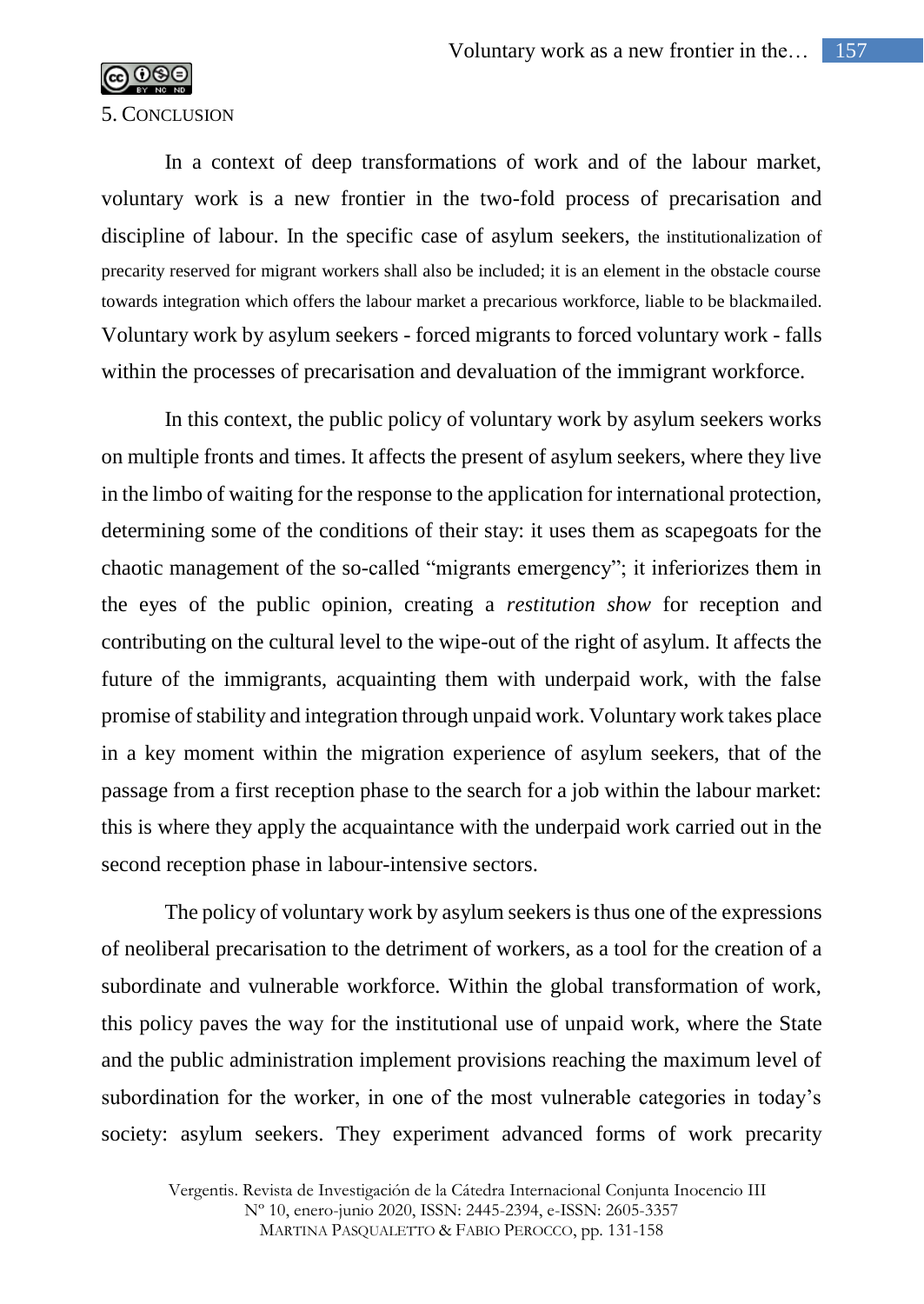## 5. Conclusion

In a context of deep transformations of work and of the labour market, voluntary work is a new frontier in the two-fold process of precarisation and discipline of labour. In the specific case of asylum seekers, the institutionalization of precarity reserved for migrant workers shall also be included; it is an element in the obstacle course towards integration which offers the labour market a precarious workforce, liable to be blackmailed. Voluntary work by asylum seekers - forced migrants to forced voluntary work - falls within the processes of precarisation and devaluation of the immigrant workforce.

In this context, the public policy of voluntary work by asylum seekers works on multiple fronts and times. It affects the present of asylum seekers, where they live in the limbo of waiting for the response to the application for international protection, determining some of the conditions of their stay: it uses them as scapegoats for the chaotic management of the so-called "migrants emergency"; it inferiorizes them in the eyes of the public opinion, creating a *restitution show* for reception and contributing on the cultural level to the wipe-out of the right of asylum. It affects the future of the immigrants, acquainting them with underpaid work, with the false promise of stability and integration through unpaid work. Voluntary work takes place in a key moment within the migration experience of asylum seekers, that of the passage from a first reception phase to the search for a job within the labour market: this is where they apply the acquaintance with the underpaid work carried out in the second reception phase in labour-intensive sectors.

The policy of voluntary work by asylum seekers is thus one of the expressions of neoliberal precarisation to the detriment of workers, as a tool for the creation of a subordinate and vulnerable workforce. Within the global transformation of work, this policy paves the way for the institutional use of unpaid work, where the State and the public administration implement provisions reaching the maximum level of subordination for the worker, in one of the most vulnerable categories in today's society: asylum seekers. They experiment advanced forms of work precarity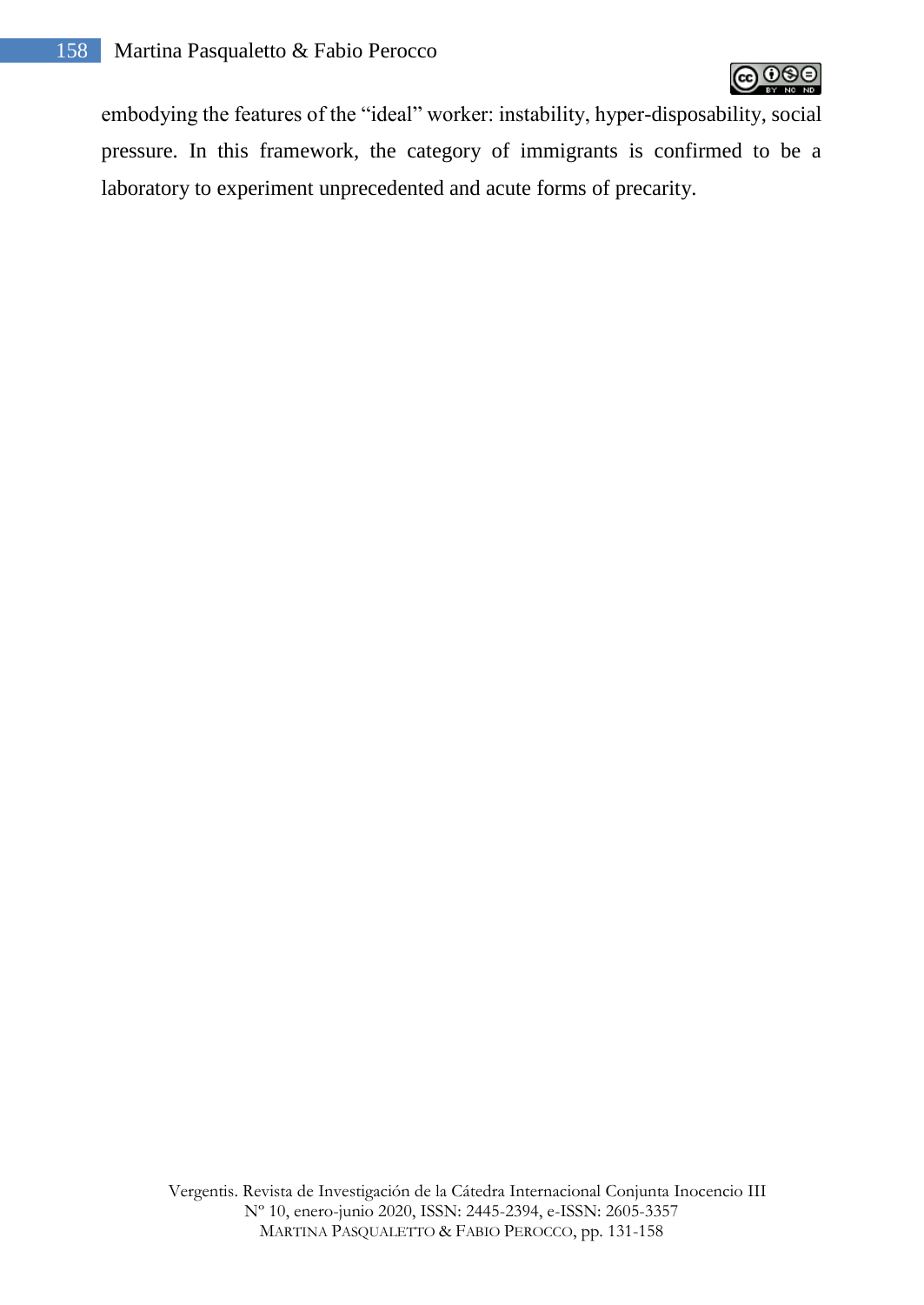embodying the features of the "ideal" worker: instability, hyper-disposability, social pressure. In this framework, the category of immigrants is confirmed to be a laboratory to experiment unprecedented and acute forms of precarity.